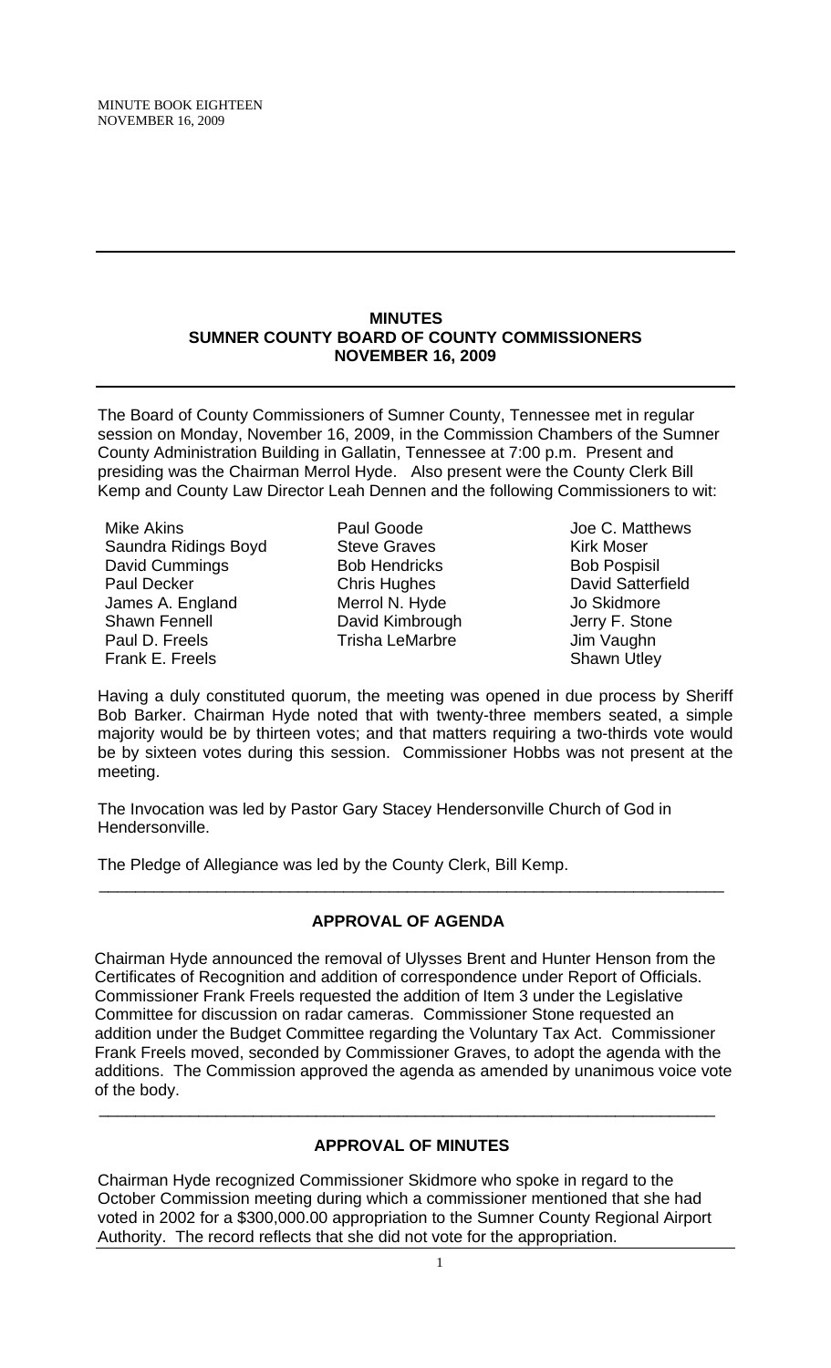MINUTE BOOK EIGHTEEN
NOVEMBER 16, 2009

---

**MINUTES**
**SUMNER COUNTY BOARD OF COUNTY COMMISSIONERS**
**NOVEMBER 16, 2009**

---

The Board of County Commissioners of Sumner County, Tennessee met in regular session on Monday, November 16, 2009, in the Commission Chambers of the Sumner County Administration Building in Gallatin, Tennessee at 7:00 p.m. Present and presiding was the Chairman Merrol Hyde. Also present were the County Clerk Bill Kemp and County Law Director Leah Dennen and the following Commissioners to wit:

| | | |
|---|---|---|
| Mike Akins | Paul Goode | Joe C. Matthews |
| Saundra Ridings Boyd | Steve Graves | Kirk Moser |
| David Cummings | Bob Hendricks | Bob Pospisil |
| Paul Decker | Chris Hughes | David Satterfield |
| James A. England | Merrol N. Hyde | Jo Skidmore |
| Shawn Fennell | David Kimbrough | Jerry F. Stone |
| Paul D. Freels | Trisha LeMarbre | Jim Vaughn |
| Frank E. Freels | | Shawn Utley |

Having a duly constituted quorum, the meeting was opened in due process by Sheriff Bob Barker. Chairman Hyde noted that with twenty-three members seated, a simple majority would be by thirteen votes; and that matters requiring a two-thirds vote would be by sixteen votes during this session. Commissioner Hobbs was not present at the meeting.

The Invocation was led by Pastor Gary Stacey Hendersonville Church of God in Hendersonville.

The Pledge of Allegiance was led by the County Clerk, Bill Kemp.

---

**APPROVAL OF AGENDA**

Chairman Hyde announced the removal of Ulysses Brent and Hunter Henson from the Certificates of Recognition and addition of correspondence under Report of Officials. Commissioner Frank Freels requested the addition of Item 3 under the Legislative Committee for discussion on radar cameras. Commissioner Stone requested an addition under the Budget Committee regarding the Voluntary Tax Act. Commissioner Frank Freels moved, seconded by Commissioner Graves, to adopt the agenda with the additions. The Commission approved the agenda as amended by unanimous voice vote of the body.

---

**APPROVAL OF MINUTES**

Chairman Hyde recognized Commissioner Skidmore who spoke in regard to the October Commission meeting during which a commissioner mentioned that she had voted in 2002 for a $300,000.00 appropriation to the Sumner County Regional Airport Authority. The record reflects that she did not vote for the appropriation.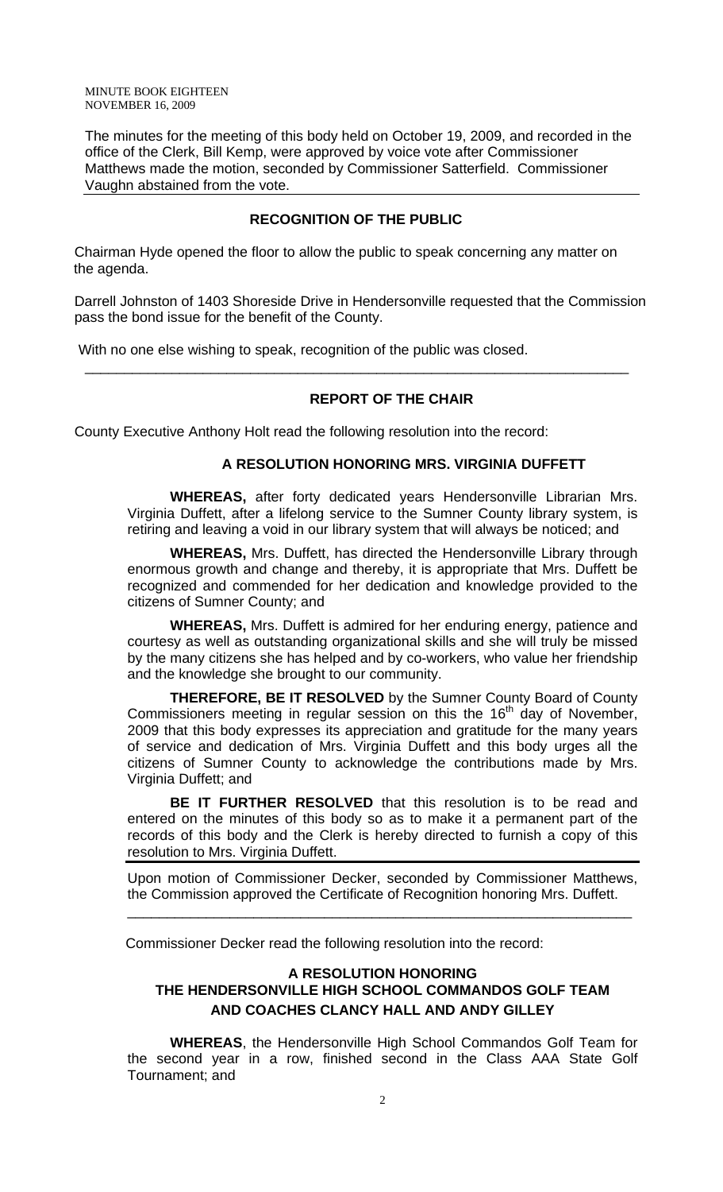MINUTE BOOK EIGHTEEN
NOVEMBER 16, 2009

The minutes for the meeting of this body held on October 19, 2009, and recorded in the office of the Clerk, Bill Kemp, were approved by voice vote after Commissioner Matthews made the motion, seconded by Commissioner Satterfield. Commissioner Vaughn abstained from the vote.

### RECOGNITION OF THE PUBLIC

Chairman Hyde opened the floor to allow the public to speak concerning any matter on the agenda.

Darrell Johnston of 1403 Shoreside Drive in Hendersonville requested that the Commission pass the bond issue for the benefit of the County.

With no one else wishing to speak, recognition of the public was closed.

---

### REPORT OF THE CHAIR

County Executive Anthony Holt read the following resolution into the record:

#### A RESOLUTION HONORING MRS. VIRGINIA DUFFETT

**WHEREAS,** after forty dedicated years Hendersonville Librarian Mrs. Virginia Duffett, after a lifelong service to the Sumner County library system, is retiring and leaving a void in our library system that will always be noticed; and

**WHEREAS,** Mrs. Duffett, has directed the Hendersonville Library through enormous growth and change and thereby, it is appropriate that Mrs. Duffett be recognized and commended for her dedication and knowledge provided to the citizens of Sumner County; and

**WHEREAS,** Mrs. Duffett is admired for her enduring energy, patience and courtesy as well as outstanding organizational skills and she will truly be missed by the many citizens she has helped and by co-workers, who value her friendship and the knowledge she brought to our community.

**THEREFORE, BE IT RESOLVED** by the Sumner County Board of County Commissioners meeting in regular session on this the 16th day of November, 2009 that this body expresses its appreciation and gratitude for the many years of service and dedication of Mrs. Virginia Duffett and this body urges all the citizens of Sumner County to acknowledge the contributions made by Mrs. Virginia Duffett; and

**BE IT FURTHER RESOLVED** that this resolution is to be read and entered on the minutes of this body so as to make it a permanent part of the records of this body and the Clerk is hereby directed to furnish a copy of this resolution to Mrs. Virginia Duffett.

---

Upon motion of Commissioner Decker, seconded by Commissioner Matthews, the Commission approved the Certificate of Recognition honoring Mrs. Duffett.

---

Commissioner Decker read the following resolution into the record:

#### A RESOLUTION HONORING THE HENDERSONVILLE HIGH SCHOOL COMMANDOS GOLF TEAM AND COACHES CLANCY HALL AND ANDY GILLEY

**WHEREAS**, the Hendersonville High School Commandos Golf Team for the second year in a row, finished second in the Class AAA State Golf Tournament; and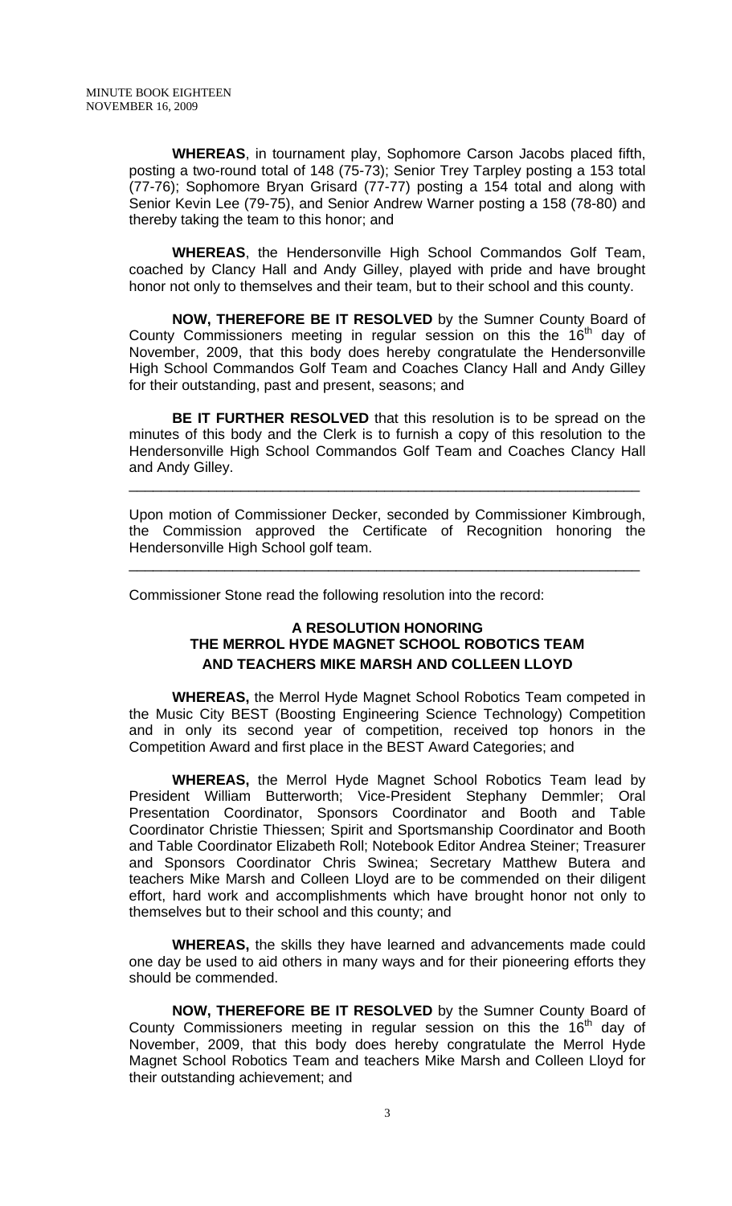**WHEREAS**, in tournament play, Sophomore Carson Jacobs placed fifth, posting a two-round total of 148 (75-73); Senior Trey Tarpley posting a 153 total (77-76); Sophomore Bryan Grisard (77-77) posting a 154 total and along with Senior Kevin Lee (79-75), and Senior Andrew Warner posting a 158 (78-80) and thereby taking the team to this honor; and

**WHEREAS**, the Hendersonville High School Commandos Golf Team, coached by Clancy Hall and Andy Gilley, played with pride and have brought honor not only to themselves and their team, but to their school and this county.

**NOW, THEREFORE BE IT RESOLVED** by the Sumner County Board of County Commissioners meeting in regular session on this the 16th day of November, 2009, that this body does hereby congratulate the Hendersonville High School Commandos Golf Team and Coaches Clancy Hall and Andy Gilley for their outstanding, past and present, seasons; and

**BE IT FURTHER RESOLVED** that this resolution is to be spread on the minutes of this body and the Clerk is to furnish a copy of this resolution to the Hendersonville High School Commandos Golf Team and Coaches Clancy Hall and Andy Gilley.

---

Upon motion of Commissioner Decker, seconded by Commissioner Kimbrough, the Commission approved the Certificate of Recognition honoring the Hendersonville High School golf team.

---

Commissioner Stone read the following resolution into the record:

**A RESOLUTION HONORING THE MERROL HYDE MAGNET SCHOOL ROBOTICS TEAM AND TEACHERS MIKE MARSH AND COLLEEN LLOYD**

**WHEREAS,** the Merrol Hyde Magnet School Robotics Team competed in the Music City BEST (Boosting Engineering Science Technology) Competition and in only its second year of competition, received top honors in the Competition Award and first place in the BEST Award Categories; and

**WHEREAS,** the Merrol Hyde Magnet School Robotics Team lead by President William Butterworth; Vice-President Stephany Demmler; Oral Presentation Coordinator, Sponsors Coordinator and Booth and Table Coordinator Christie Thiessen; Spirit and Sportsmanship Coordinator and Booth and Table Coordinator Elizabeth Roll; Notebook Editor Andrea Steiner; Treasurer and Sponsors Coordinator Chris Swinea; Secretary Matthew Butera and teachers Mike Marsh and Colleen Lloyd are to be commended on their diligent effort, hard work and accomplishments which have brought honor not only to themselves but to their school and this county; and

**WHEREAS,** the skills they have learned and advancements made could one day be used to aid others in many ways and for their pioneering efforts they should be commended.

**NOW, THEREFORE BE IT RESOLVED** by the Sumner County Board of County Commissioners meeting in regular session on this the 16th day of November, 2009, that this body does hereby congratulate the Merrol Hyde Magnet School Robotics Team and teachers Mike Marsh and Colleen Lloyd for their outstanding achievement; and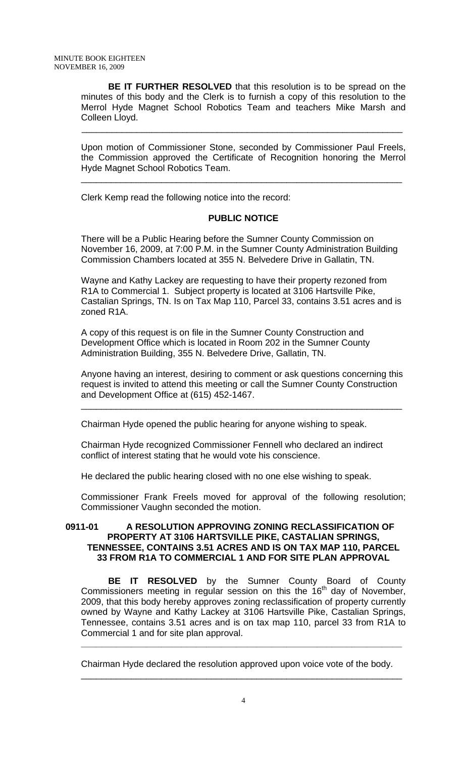**BE IT FURTHER RESOLVED** that this resolution is to be spread on the minutes of this body and the Clerk is to furnish a copy of this resolution to the Merrol Hyde Magnet School Robotics Team and teachers Mike Marsh and Colleen Lloyd.

---

Upon motion of Commissioner Stone, seconded by Commissioner Paul Freels, the Commission approved the Certificate of Recognition honoring the Merrol Hyde Magnet School Robotics Team.

---

Clerk Kemp read the following notice into the record:

**PUBLIC NOTICE**

There will be a Public Hearing before the Sumner County Commission on November 16, 2009, at 7:00 P.M. in the Sumner County Administration Building Commission Chambers located at 355 N. Belvedere Drive in Gallatin, TN.

Wayne and Kathy Lackey are requesting to have their property rezoned from R1A to Commercial 1. Subject property is located at 3106 Hartsville Pike, Castalian Springs, TN. Is on Tax Map 110, Parcel 33, contains 3.51 acres and is zoned R1A.

A copy of this request is on file in the Sumner County Construction and Development Office which is located in Room 202 in the Sumner County Administration Building, 355 N. Belvedere Drive, Gallatin, TN.

Anyone having an interest, desiring to comment or ask questions concerning this request is invited to attend this meeting or call the Sumner County Construction and Development Office at (615) 452-1467.

---

Chairman Hyde opened the public hearing for anyone wishing to speak.

Chairman Hyde recognized Commissioner Fennell who declared an indirect conflict of interest stating that he would vote his conscience.

He declared the public hearing closed with no one else wishing to speak.

Commissioner Frank Freels moved for approval of the following resolution; Commissioner Vaughn seconded the motion.

**0911-01 A RESOLUTION APPROVING ZONING RECLASSIFICATION OF PROPERTY AT 3106 HARTSVILLE PIKE, CASTALIAN SPRINGS, TENNESSEE, CONTAINS 3.51 ACRES AND IS ON TAX MAP 110, PARCEL 33 FROM R1A TO COMMERCIAL 1 AND FOR SITE PLAN APPROVAL**

**BE IT RESOLVED** by the Sumner County Board of County Commissioners meeting in regular session on this the 16th day of November, 2009, that this body hereby approves zoning reclassification of property currently owned by Wayne and Kathy Lackey at 3106 Hartsville Pike, Castalian Springs, Tennessee, contains 3.51 acres and is on tax map 110, parcel 33 from R1A to Commercial 1 and for site plan approval.

---

Chairman Hyde declared the resolution approved upon voice vote of the body.

---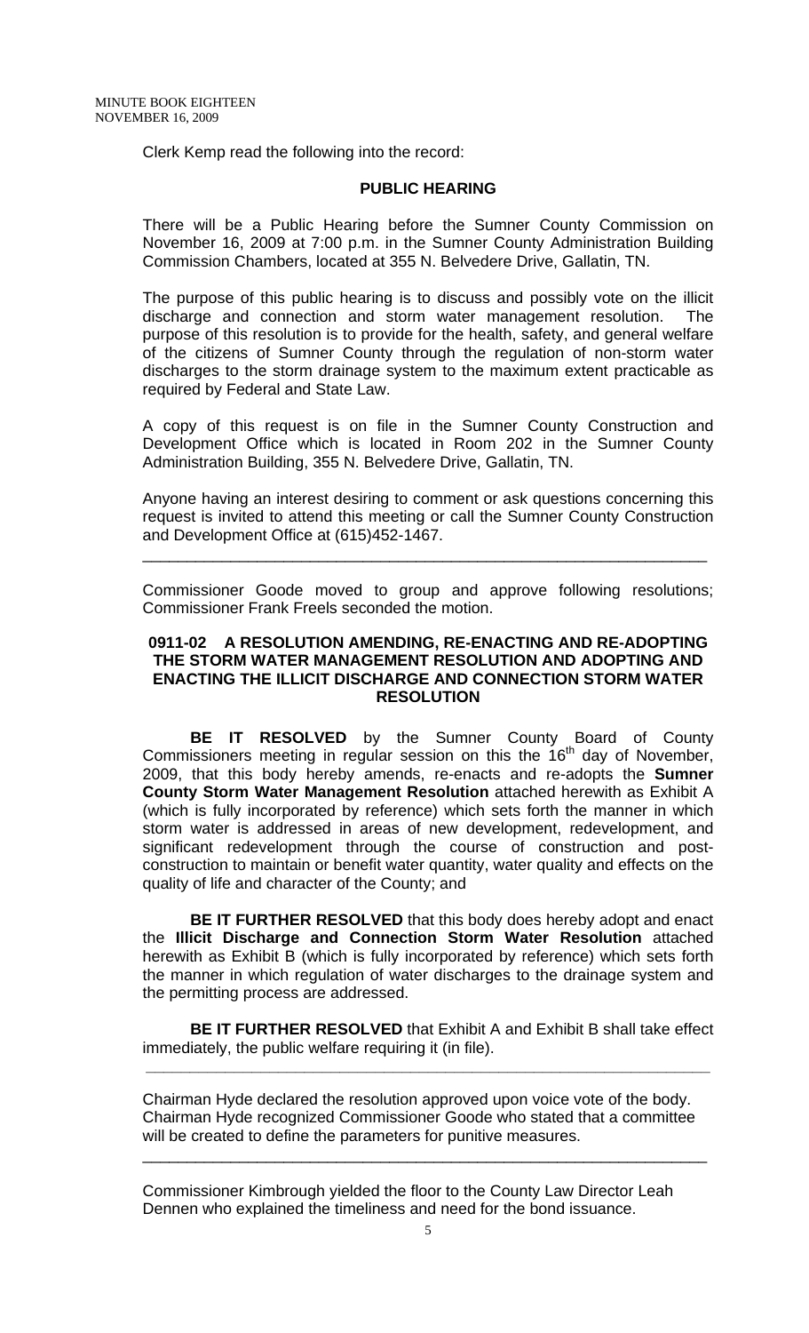Clerk Kemp read the following into the record:

**PUBLIC HEARING**

There will be a Public Hearing before the Sumner County Commission on November 16, 2009 at 7:00 p.m. in the Sumner County Administration Building Commission Chambers, located at 355 N. Belvedere Drive, Gallatin, TN.

The purpose of this public hearing is to discuss and possibly vote on the illicit discharge and connection and storm water management resolution. The purpose of this resolution is to provide for the health, safety, and general welfare of the citizens of Sumner County through the regulation of non-storm water discharges to the storm drainage system to the maximum extent practicable as required by Federal and State Law.

A copy of this request is on file in the Sumner County Construction and Development Office which is located in Room 202 in the Sumner County Administration Building, 355 N. Belvedere Drive, Gallatin, TN.

Anyone having an interest desiring to comment or ask questions concerning this request is invited to attend this meeting or call the Sumner County Construction and Development Office at (615)452-1467.

---

Commissioner Goode moved to group and approve following resolutions; Commissioner Frank Freels seconded the motion.

**0911-02 A RESOLUTION AMENDING, RE-ENACTING AND RE-ADOPTING THE STORM WATER MANAGEMENT RESOLUTION AND ADOPTING AND ENACTING THE ILLICIT DISCHARGE AND CONNECTION STORM WATER RESOLUTION**

**BE IT RESOLVED** by the Sumner County Board of County Commissioners meeting in regular session on this the 16th day of November, 2009, that this body hereby amends, re-enacts and re-adopts the **Sumner County Storm Water Management Resolution** attached herewith as Exhibit A (which is fully incorporated by reference) which sets forth the manner in which storm water is addressed in areas of new development, redevelopment, and significant redevelopment through the course of construction and post-construction to maintain or benefit water quantity, water quality and effects on the quality of life and character of the County; and

**BE IT FURTHER RESOLVED** that this body does hereby adopt and enact the **Illicit Discharge and Connection Storm Water Resolution** attached herewith as Exhibit B (which is fully incorporated by reference) which sets forth the manner in which regulation of water discharges to the drainage system and the permitting process are addressed.

**BE IT FURTHER RESOLVED** that Exhibit A and Exhibit B shall take effect immediately, the public welfare requiring it (in file).

---

Chairman Hyde declared the resolution approved upon voice vote of the body. Chairman Hyde recognized Commissioner Goode who stated that a committee will be created to define the parameters for punitive measures.

---

Commissioner Kimbrough yielded the floor to the County Law Director Leah Dennen who explained the timeliness and need for the bond issuance.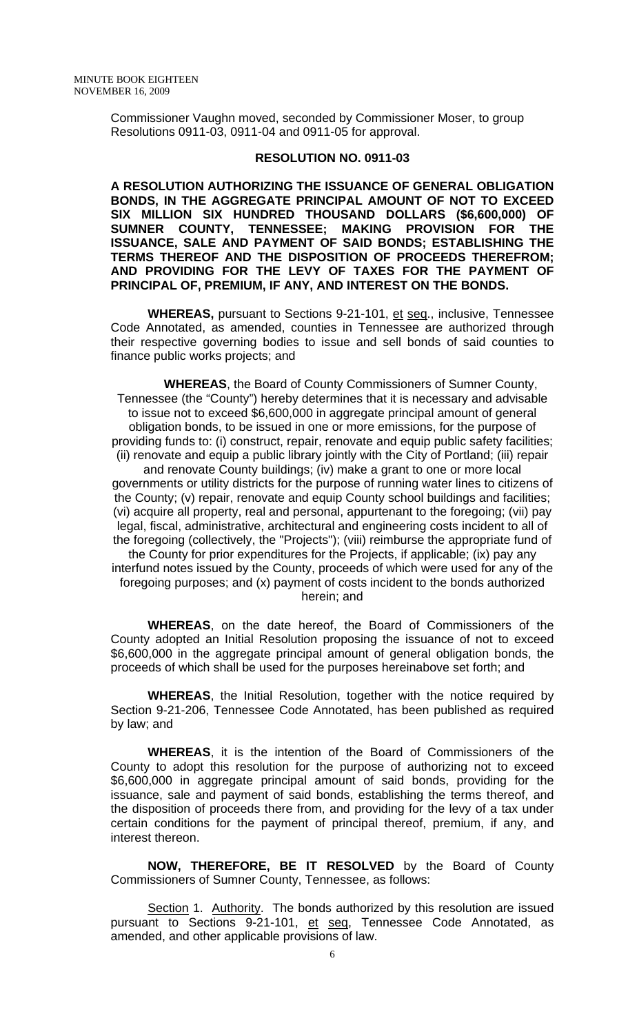Commissioner Vaughn moved, seconded by Commissioner Moser, to group Resolutions 0911-03, 0911-04 and 0911-05 for approval.

**RESOLUTION NO. 0911-03**

**A RESOLUTION AUTHORIZING THE ISSUANCE OF GENERAL OBLIGATION BONDS, IN THE AGGREGATE PRINCIPAL AMOUNT OF NOT TO EXCEED SIX MILLION SIX HUNDRED THOUSAND DOLLARS ($6,600,000) OF SUMNER COUNTY, TENNESSEE; MAKING PROVISION FOR THE ISSUANCE, SALE AND PAYMENT OF SAID BONDS; ESTABLISHING THE TERMS THEREOF AND THE DISPOSITION OF PROCEEDS THEREFROM; AND PROVIDING FOR THE LEVY OF TAXES FOR THE PAYMENT OF PRINCIPAL OF, PREMIUM, IF ANY, AND INTEREST ON THE BONDS.**

**WHEREAS,** pursuant to Sections 9-21-101, et seq., inclusive, Tennessee Code Annotated, as amended, counties in Tennessee are authorized through their respective governing bodies to issue and sell bonds of said counties to finance public works projects; and

**WHEREAS**, the Board of County Commissioners of Sumner County, Tennessee (the "County") hereby determines that it is necessary and advisable to issue not to exceed $6,600,000 in aggregate principal amount of general obligation bonds, to be issued in one or more emissions, for the purpose of providing funds to: (i) construct, repair, renovate and equip public safety facilities; (ii) renovate and equip a public library jointly with the City of Portland; (iii) repair and renovate County buildings; (iv) make a grant to one or more local governments or utility districts for the purpose of running water lines to citizens of the County; (v) repair, renovate and equip County school buildings and facilities; (vi) acquire all property, real and personal, appurtenant to the foregoing; (vii) pay legal, fiscal, administrative, architectural and engineering costs incident to all of the foregoing (collectively, the "Projects"); (viii) reimburse the appropriate fund of the County for prior expenditures for the Projects, if applicable; (ix) pay any interfund notes issued by the County, proceeds of which were used for any of the foregoing purposes; and (x) payment of costs incident to the bonds authorized herein; and

**WHEREAS**, on the date hereof, the Board of Commissioners of the County adopted an Initial Resolution proposing the issuance of not to exceed $6,600,000 in the aggregate principal amount of general obligation bonds, the proceeds of which shall be used for the purposes hereinabove set forth; and

**WHEREAS**, the Initial Resolution, together with the notice required by Section 9-21-206, Tennessee Code Annotated, has been published as required by law; and

**WHEREAS**, it is the intention of the Board of Commissioners of the County to adopt this resolution for the purpose of authorizing not to exceed $6,600,000 in aggregate principal amount of said bonds, providing for the issuance, sale and payment of said bonds, establishing the terms thereof, and the disposition of proceeds there from, and providing for the levy of a tax under certain conditions for the payment of principal thereof, premium, if any, and interest thereon.

**NOW, THEREFORE, BE IT RESOLVED** by the Board of County Commissioners of Sumner County, Tennessee, as follows:

Section 1. Authority. The bonds authorized by this resolution are issued pursuant to Sections 9-21-101, et seq, Tennessee Code Annotated, as amended, and other applicable provisions of law.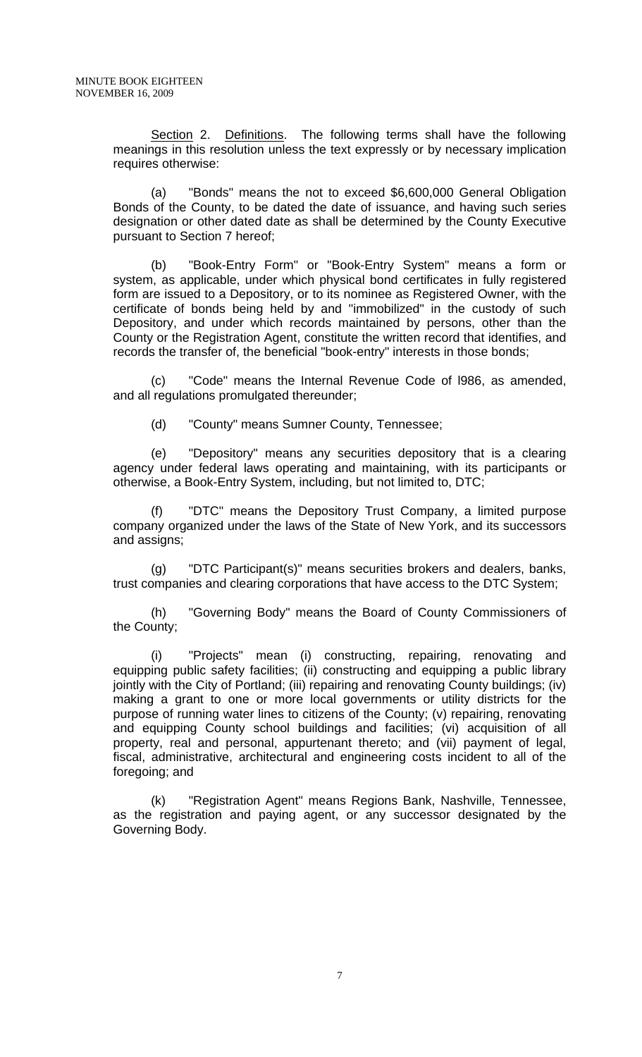<u>Section</u> 2. <u>Definitions</u>. The following terms shall have the following meanings in this resolution unless the text expressly or by necessary implication requires otherwise:

(a) "Bonds" means the not to exceed $6,600,000 General Obligation Bonds of the County, to be dated the date of issuance, and having such series designation or other dated date as shall be determined by the County Executive pursuant to Section 7 hereof;

(b) "Book-Entry Form" or "Book-Entry System" means a form or system, as applicable, under which physical bond certificates in fully registered form are issued to a Depository, or to its nominee as Registered Owner, with the certificate of bonds being held by and "immobilized" in the custody of such Depository, and under which records maintained by persons, other than the County or the Registration Agent, constitute the written record that identifies, and records the transfer of, the beneficial "book-entry" interests in those bonds;

(c) "Code" means the Internal Revenue Code of l986, as amended, and all regulations promulgated thereunder;

(d) "County" means Sumner County, Tennessee;

(e) "Depository" means any securities depository that is a clearing agency under federal laws operating and maintaining, with its participants or otherwise, a Book-Entry System, including, but not limited to, DTC;

(f) "DTC" means the Depository Trust Company, a limited purpose company organized under the laws of the State of New York, and its successors and assigns;

(g) "DTC Participant(s)" means securities brokers and dealers, banks, trust companies and clearing corporations that have access to the DTC System;

(h) "Governing Body" means the Board of County Commissioners of the County;

(i) "Projects" mean (i) constructing, repairing, renovating and equipping public safety facilities; (ii) constructing and equipping a public library jointly with the City of Portland; (iii) repairing and renovating County buildings; (iv) making a grant to one or more local governments or utility districts for the purpose of running water lines to citizens of the County; (v) repairing, renovating and equipping County school buildings and facilities; (vi) acquisition of all property, real and personal, appurtenant thereto; and (vii) payment of legal, fiscal, administrative, architectural and engineering costs incident to all of the foregoing; and

(k) "Registration Agent" means Regions Bank, Nashville, Tennessee, as the registration and paying agent, or any successor designated by the Governing Body.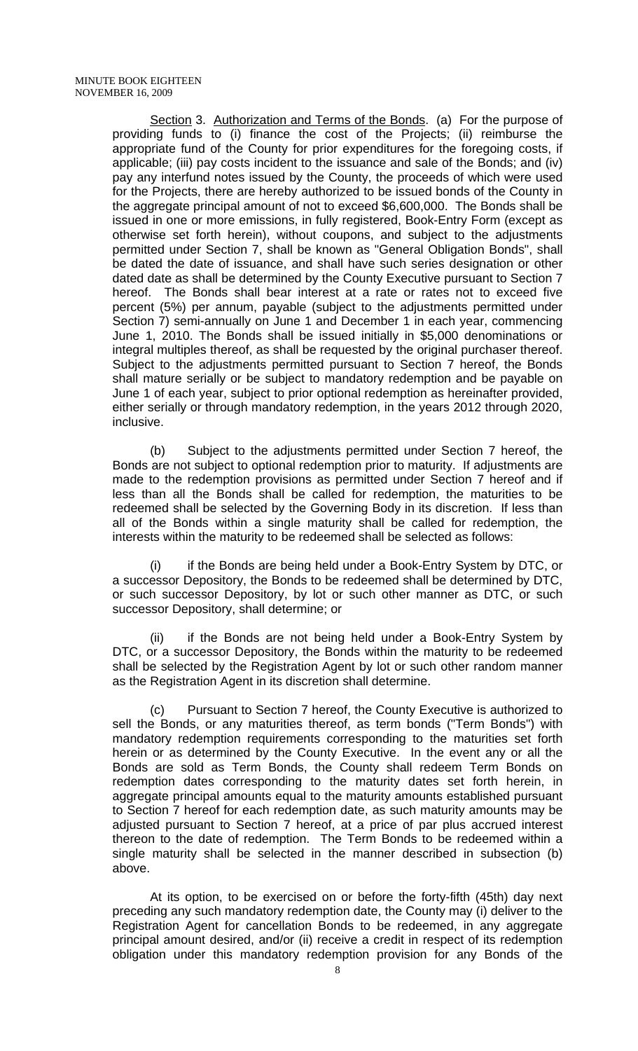Section 3. Authorization and Terms of the Bonds. (a) For the purpose of providing funds to (i) finance the cost of the Projects; (ii) reimburse the appropriate fund of the County for prior expenditures for the foregoing costs, if applicable; (iii) pay costs incident to the issuance and sale of the Bonds; and (iv) pay any interfund notes issued by the County, the proceeds of which were used for the Projects, there are hereby authorized to be issued bonds of the County in the aggregate principal amount of not to exceed $6,600,000. The Bonds shall be issued in one or more emissions, in fully registered, Book-Entry Form (except as otherwise set forth herein), without coupons, and subject to the adjustments permitted under Section 7, shall be known as "General Obligation Bonds", shall be dated the date of issuance, and shall have such series designation or other dated date as shall be determined by the County Executive pursuant to Section 7 hereof. The Bonds shall bear interest at a rate or rates not to exceed five percent (5%) per annum, payable (subject to the adjustments permitted under Section 7) semi-annually on June 1 and December 1 in each year, commencing June 1, 2010. The Bonds shall be issued initially in $5,000 denominations or integral multiples thereof, as shall be requested by the original purchaser thereof. Subject to the adjustments permitted pursuant to Section 7 hereof, the Bonds shall mature serially or be subject to mandatory redemption and be payable on June 1 of each year, subject to prior optional redemption as hereinafter provided, either serially or through mandatory redemption, in the years 2012 through 2020, inclusive.

(b) Subject to the adjustments permitted under Section 7 hereof, the Bonds are not subject to optional redemption prior to maturity. If adjustments are made to the redemption provisions as permitted under Section 7 hereof and if less than all the Bonds shall be called for redemption, the maturities to be redeemed shall be selected by the Governing Body in its discretion. If less than all of the Bonds within a single maturity shall be called for redemption, the interests within the maturity to be redeemed shall be selected as follows:

(i) if the Bonds are being held under a Book-Entry System by DTC, or a successor Depository, the Bonds to be redeemed shall be determined by DTC, or such successor Depository, by lot or such other manner as DTC, or such successor Depository, shall determine; or

(ii) if the Bonds are not being held under a Book-Entry System by DTC, or a successor Depository, the Bonds within the maturity to be redeemed shall be selected by the Registration Agent by lot or such other random manner as the Registration Agent in its discretion shall determine.

(c) Pursuant to Section 7 hereof, the County Executive is authorized to sell the Bonds, or any maturities thereof, as term bonds ("Term Bonds") with mandatory redemption requirements corresponding to the maturities set forth herein or as determined by the County Executive. In the event any or all the Bonds are sold as Term Bonds, the County shall redeem Term Bonds on redemption dates corresponding to the maturity dates set forth herein, in aggregate principal amounts equal to the maturity amounts established pursuant to Section 7 hereof for each redemption date, as such maturity amounts may be adjusted pursuant to Section 7 hereof, at a price of par plus accrued interest thereon to the date of redemption. The Term Bonds to be redeemed within a single maturity shall be selected in the manner described in subsection (b) above.

At its option, to be exercised on or before the forty-fifth (45th) day next preceding any such mandatory redemption date, the County may (i) deliver to the Registration Agent for cancellation Bonds to be redeemed, in any aggregate principal amount desired, and/or (ii) receive a credit in respect of its redemption obligation under this mandatory redemption provision for any Bonds of the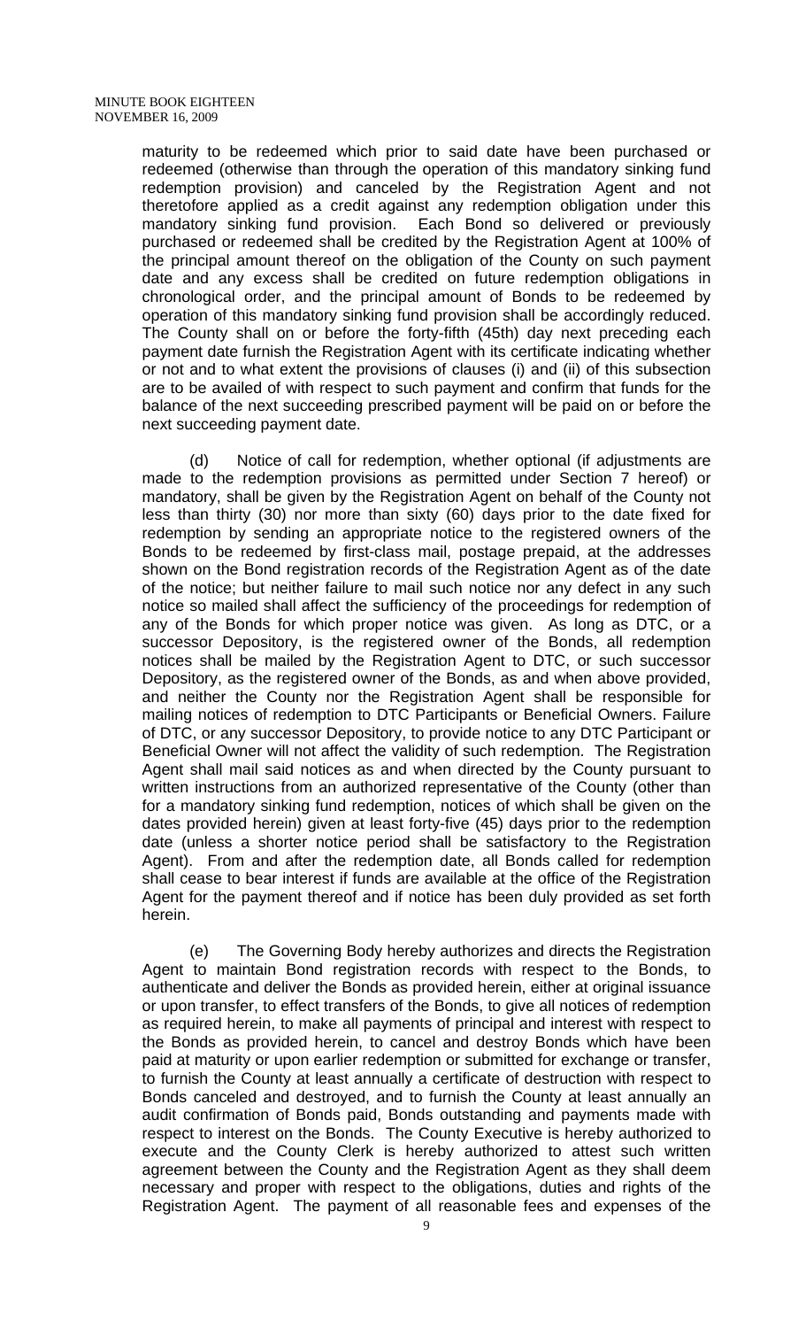maturity to be redeemed which prior to said date have been purchased or redeemed (otherwise than through the operation of this mandatory sinking fund redemption provision) and canceled by the Registration Agent and not theretofore applied as a credit against any redemption obligation under this mandatory sinking fund provision. Each Bond so delivered or previously purchased or redeemed shall be credited by the Registration Agent at 100% of the principal amount thereof on the obligation of the County on such payment date and any excess shall be credited on future redemption obligations in chronological order, and the principal amount of Bonds to be redeemed by operation of this mandatory sinking fund provision shall be accordingly reduced. The County shall on or before the forty-fifth (45th) day next preceding each payment date furnish the Registration Agent with its certificate indicating whether or not and to what extent the provisions of clauses (i) and (ii) of this subsection are to be availed of with respect to such payment and confirm that funds for the balance of the next succeeding prescribed payment will be paid on or before the next succeeding payment date.

(d) Notice of call for redemption, whether optional (if adjustments are made to the redemption provisions as permitted under Section 7 hereof) or mandatory, shall be given by the Registration Agent on behalf of the County not less than thirty (30) nor more than sixty (60) days prior to the date fixed for redemption by sending an appropriate notice to the registered owners of the Bonds to be redeemed by first-class mail, postage prepaid, at the addresses shown on the Bond registration records of the Registration Agent as of the date of the notice; but neither failure to mail such notice nor any defect in any such notice so mailed shall affect the sufficiency of the proceedings for redemption of any of the Bonds for which proper notice was given. As long as DTC, or a successor Depository, is the registered owner of the Bonds, all redemption notices shall be mailed by the Registration Agent to DTC, or such successor Depository, as the registered owner of the Bonds, as and when above provided, and neither the County nor the Registration Agent shall be responsible for mailing notices of redemption to DTC Participants or Beneficial Owners. Failure of DTC, or any successor Depository, to provide notice to any DTC Participant or Beneficial Owner will not affect the validity of such redemption. The Registration Agent shall mail said notices as and when directed by the County pursuant to written instructions from an authorized representative of the County (other than for a mandatory sinking fund redemption, notices of which shall be given on the dates provided herein) given at least forty-five (45) days prior to the redemption date (unless a shorter notice period shall be satisfactory to the Registration Agent). From and after the redemption date, all Bonds called for redemption shall cease to bear interest if funds are available at the office of the Registration Agent for the payment thereof and if notice has been duly provided as set forth herein.

(e) The Governing Body hereby authorizes and directs the Registration Agent to maintain Bond registration records with respect to the Bonds, to authenticate and deliver the Bonds as provided herein, either at original issuance or upon transfer, to effect transfers of the Bonds, to give all notices of redemption as required herein, to make all payments of principal and interest with respect to the Bonds as provided herein, to cancel and destroy Bonds which have been paid at maturity or upon earlier redemption or submitted for exchange or transfer, to furnish the County at least annually a certificate of destruction with respect to Bonds canceled and destroyed, and to furnish the County at least annually an audit confirmation of Bonds paid, Bonds outstanding and payments made with respect to interest on the Bonds. The County Executive is hereby authorized to execute and the County Clerk is hereby authorized to attest such written agreement between the County and the Registration Agent as they shall deem necessary and proper with respect to the obligations, duties and rights of the Registration Agent. The payment of all reasonable fees and expenses of the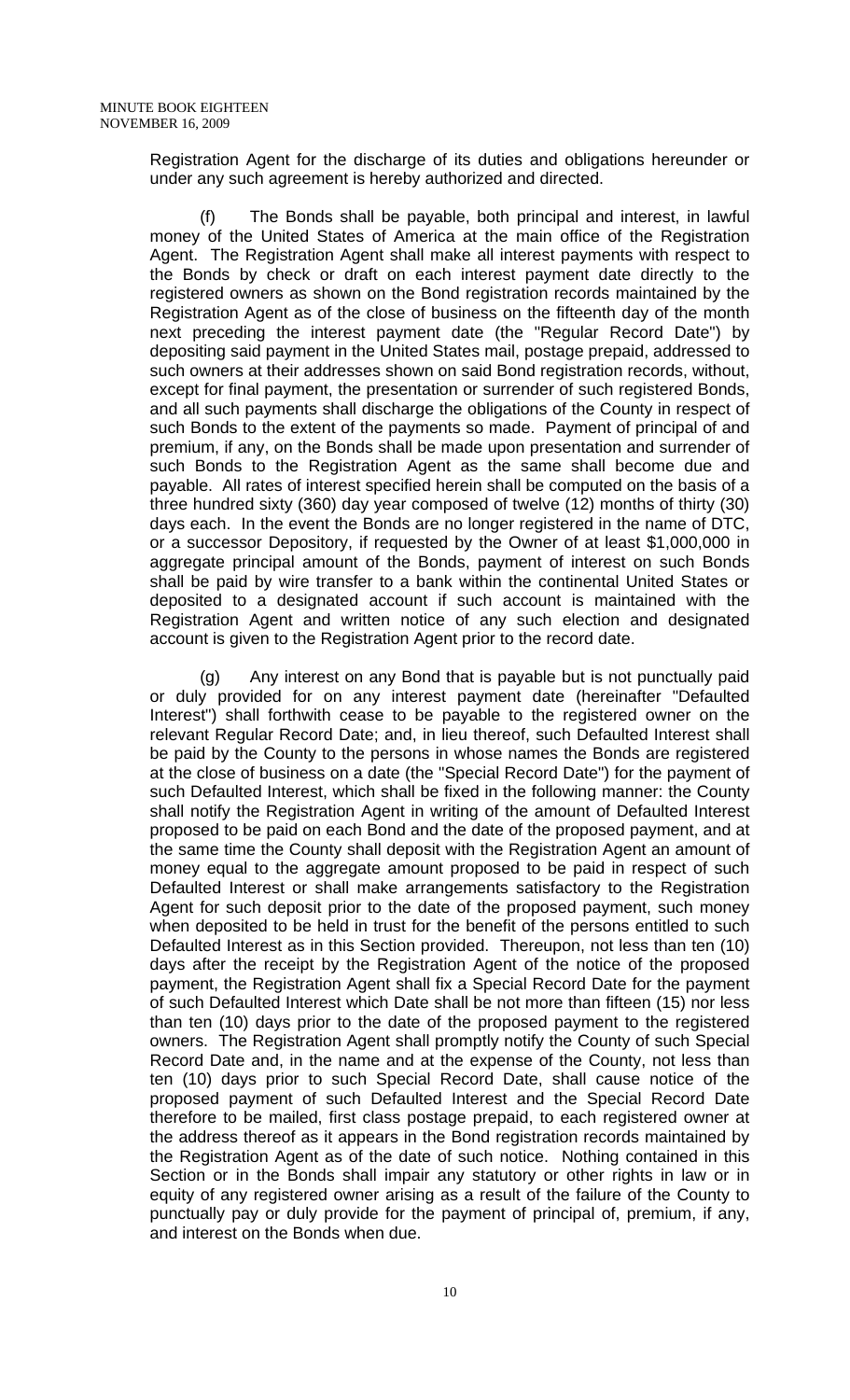Registration Agent for the discharge of its duties and obligations hereunder or under any such agreement is hereby authorized and directed.

(f) The Bonds shall be payable, both principal and interest, in lawful money of the United States of America at the main office of the Registration Agent. The Registration Agent shall make all interest payments with respect to the Bonds by check or draft on each interest payment date directly to the registered owners as shown on the Bond registration records maintained by the Registration Agent as of the close of business on the fifteenth day of the month next preceding the interest payment date (the "Regular Record Date") by depositing said payment in the United States mail, postage prepaid, addressed to such owners at their addresses shown on said Bond registration records, without, except for final payment, the presentation or surrender of such registered Bonds, and all such payments shall discharge the obligations of the County in respect of such Bonds to the extent of the payments so made. Payment of principal of and premium, if any, on the Bonds shall be made upon presentation and surrender of such Bonds to the Registration Agent as the same shall become due and payable. All rates of interest specified herein shall be computed on the basis of a three hundred sixty (360) day year composed of twelve (12) months of thirty (30) days each. In the event the Bonds are no longer registered in the name of DTC, or a successor Depository, if requested by the Owner of at least $1,000,000 in aggregate principal amount of the Bonds, payment of interest on such Bonds shall be paid by wire transfer to a bank within the continental United States or deposited to a designated account if such account is maintained with the Registration Agent and written notice of any such election and designated account is given to the Registration Agent prior to the record date.

(g) Any interest on any Bond that is payable but is not punctually paid or duly provided for on any interest payment date (hereinafter "Defaulted Interest") shall forthwith cease to be payable to the registered owner on the relevant Regular Record Date; and, in lieu thereof, such Defaulted Interest shall be paid by the County to the persons in whose names the Bonds are registered at the close of business on a date (the "Special Record Date") for the payment of such Defaulted Interest, which shall be fixed in the following manner: the County shall notify the Registration Agent in writing of the amount of Defaulted Interest proposed to be paid on each Bond and the date of the proposed payment, and at the same time the County shall deposit with the Registration Agent an amount of money equal to the aggregate amount proposed to be paid in respect of such Defaulted Interest or shall make arrangements satisfactory to the Registration Agent for such deposit prior to the date of the proposed payment, such money when deposited to be held in trust for the benefit of the persons entitled to such Defaulted Interest as in this Section provided. Thereupon, not less than ten (10) days after the receipt by the Registration Agent of the notice of the proposed payment, the Registration Agent shall fix a Special Record Date for the payment of such Defaulted Interest which Date shall be not more than fifteen (15) nor less than ten (10) days prior to the date of the proposed payment to the registered owners. The Registration Agent shall promptly notify the County of such Special Record Date and, in the name and at the expense of the County, not less than ten (10) days prior to such Special Record Date, shall cause notice of the proposed payment of such Defaulted Interest and the Special Record Date therefore to be mailed, first class postage prepaid, to each registered owner at the address thereof as it appears in the Bond registration records maintained by the Registration Agent as of the date of such notice. Nothing contained in this Section or in the Bonds shall impair any statutory or other rights in law or in equity of any registered owner arising as a result of the failure of the County to punctually pay or duly provide for the payment of principal of, premium, if any, and interest on the Bonds when due.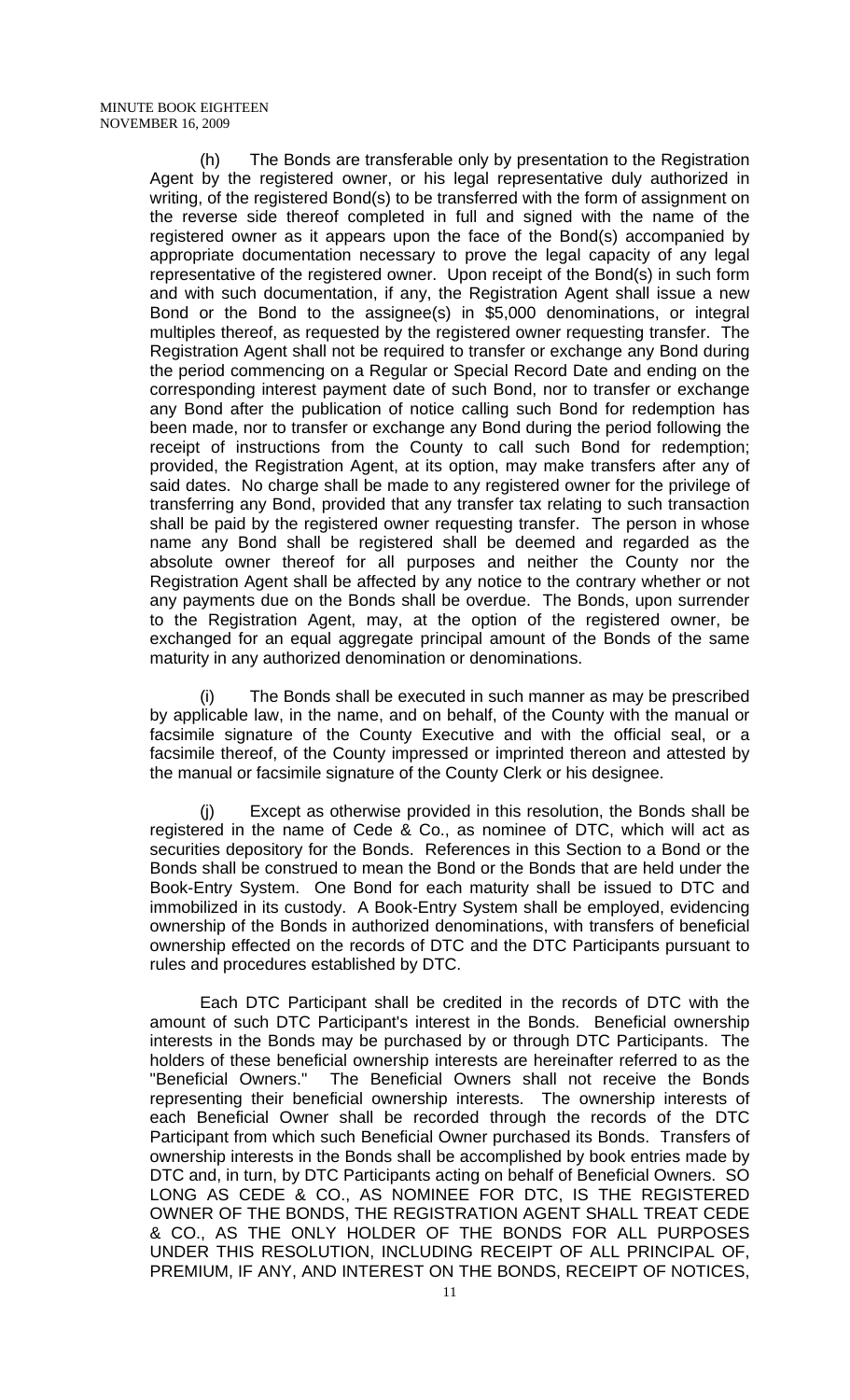(h) The Bonds are transferable only by presentation to the Registration Agent by the registered owner, or his legal representative duly authorized in writing, of the registered Bond(s) to be transferred with the form of assignment on the reverse side thereof completed in full and signed with the name of the registered owner as it appears upon the face of the Bond(s) accompanied by appropriate documentation necessary to prove the legal capacity of any legal representative of the registered owner. Upon receipt of the Bond(s) in such form and with such documentation, if any, the Registration Agent shall issue a new Bond or the Bond to the assignee(s) in $5,000 denominations, or integral multiples thereof, as requested by the registered owner requesting transfer. The Registration Agent shall not be required to transfer or exchange any Bond during the period commencing on a Regular or Special Record Date and ending on the corresponding interest payment date of such Bond, nor to transfer or exchange any Bond after the publication of notice calling such Bond for redemption has been made, nor to transfer or exchange any Bond during the period following the receipt of instructions from the County to call such Bond for redemption; provided, the Registration Agent, at its option, may make transfers after any of said dates. No charge shall be made to any registered owner for the privilege of transferring any Bond, provided that any transfer tax relating to such transaction shall be paid by the registered owner requesting transfer. The person in whose name any Bond shall be registered shall be deemed and regarded as the absolute owner thereof for all purposes and neither the County nor the Registration Agent shall be affected by any notice to the contrary whether or not any payments due on the Bonds shall be overdue. The Bonds, upon surrender to the Registration Agent, may, at the option of the registered owner, be exchanged for an equal aggregate principal amount of the Bonds of the same maturity in any authorized denomination or denominations.

(i) The Bonds shall be executed in such manner as may be prescribed by applicable law, in the name, and on behalf, of the County with the manual or facsimile signature of the County Executive and with the official seal, or a facsimile thereof, of the County impressed or imprinted thereon and attested by the manual or facsimile signature of the County Clerk or his designee.

(j) Except as otherwise provided in this resolution, the Bonds shall be registered in the name of Cede & Co., as nominee of DTC, which will act as securities depository for the Bonds. References in this Section to a Bond or the Bonds shall be construed to mean the Bond or the Bonds that are held under the Book-Entry System. One Bond for each maturity shall be issued to DTC and immobilized in its custody. A Book-Entry System shall be employed, evidencing ownership of the Bonds in authorized denominations, with transfers of beneficial ownership effected on the records of DTC and the DTC Participants pursuant to rules and procedures established by DTC.

Each DTC Participant shall be credited in the records of DTC with the amount of such DTC Participant's interest in the Bonds. Beneficial ownership interests in the Bonds may be purchased by or through DTC Participants. The holders of these beneficial ownership interests are hereinafter referred to as the "Beneficial Owners." The Beneficial Owners shall not receive the Bonds representing their beneficial ownership interests. The ownership interests of each Beneficial Owner shall be recorded through the records of the DTC Participant from which such Beneficial Owner purchased its Bonds. Transfers of ownership interests in the Bonds shall be accomplished by book entries made by DTC and, in turn, by DTC Participants acting on behalf of Beneficial Owners. SO LONG AS CEDE & CO., AS NOMINEE FOR DTC, IS THE REGISTERED OWNER OF THE BONDS, THE REGISTRATION AGENT SHALL TREAT CEDE & CO., AS THE ONLY HOLDER OF THE BONDS FOR ALL PURPOSES UNDER THIS RESOLUTION, INCLUDING RECEIPT OF ALL PRINCIPAL OF, PREMIUM, IF ANY, AND INTEREST ON THE BONDS, RECEIPT OF NOTICES,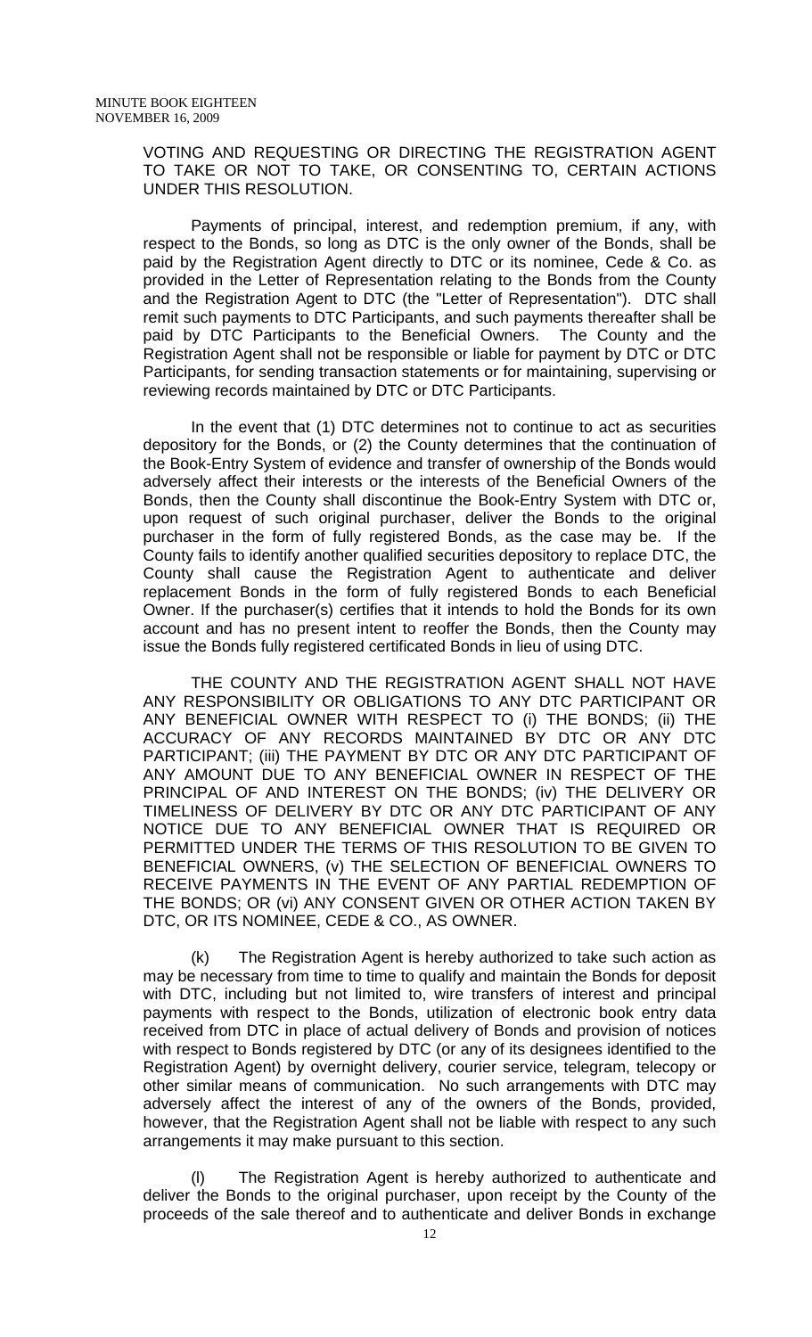VOTING AND REQUESTING OR DIRECTING THE REGISTRATION AGENT TO TAKE OR NOT TO TAKE, OR CONSENTING TO, CERTAIN ACTIONS UNDER THIS RESOLUTION.

Payments of principal, interest, and redemption premium, if any, with respect to the Bonds, so long as DTC is the only owner of the Bonds, shall be paid by the Registration Agent directly to DTC or its nominee, Cede & Co. as provided in the Letter of Representation relating to the Bonds from the County and the Registration Agent to DTC (the "Letter of Representation"). DTC shall remit such payments to DTC Participants, and such payments thereafter shall be paid by DTC Participants to the Beneficial Owners. The County and the Registration Agent shall not be responsible or liable for payment by DTC or DTC Participants, for sending transaction statements or for maintaining, supervising or reviewing records maintained by DTC or DTC Participants.

In the event that (1) DTC determines not to continue to act as securities depository for the Bonds, or (2) the County determines that the continuation of the Book-Entry System of evidence and transfer of ownership of the Bonds would adversely affect their interests or the interests of the Beneficial Owners of the Bonds, then the County shall discontinue the Book-Entry System with DTC or, upon request of such original purchaser, deliver the Bonds to the original purchaser in the form of fully registered Bonds, as the case may be. If the County fails to identify another qualified securities depository to replace DTC, the County shall cause the Registration Agent to authenticate and deliver replacement Bonds in the form of fully registered Bonds to each Beneficial Owner. If the purchaser(s) certifies that it intends to hold the Bonds for its own account and has no present intent to reoffer the Bonds, then the County may issue the Bonds fully registered certificated Bonds in lieu of using DTC.

THE COUNTY AND THE REGISTRATION AGENT SHALL NOT HAVE ANY RESPONSIBILITY OR OBLIGATIONS TO ANY DTC PARTICIPANT OR ANY BENEFICIAL OWNER WITH RESPECT TO (i) THE BONDS; (ii) THE ACCURACY OF ANY RECORDS MAINTAINED BY DTC OR ANY DTC PARTICIPANT; (iii) THE PAYMENT BY DTC OR ANY DTC PARTICIPANT OF ANY AMOUNT DUE TO ANY BENEFICIAL OWNER IN RESPECT OF THE PRINCIPAL OF AND INTEREST ON THE BONDS; (iv) THE DELIVERY OR TIMELINESS OF DELIVERY BY DTC OR ANY DTC PARTICIPANT OF ANY NOTICE DUE TO ANY BENEFICIAL OWNER THAT IS REQUIRED OR PERMITTED UNDER THE TERMS OF THIS RESOLUTION TO BE GIVEN TO BENEFICIAL OWNERS, (v) THE SELECTION OF BENEFICIAL OWNERS TO RECEIVE PAYMENTS IN THE EVENT OF ANY PARTIAL REDEMPTION OF THE BONDS; OR (vi) ANY CONSENT GIVEN OR OTHER ACTION TAKEN BY DTC, OR ITS NOMINEE, CEDE & CO., AS OWNER.

(k) The Registration Agent is hereby authorized to take such action as may be necessary from time to time to qualify and maintain the Bonds for deposit with DTC, including but not limited to, wire transfers of interest and principal payments with respect to the Bonds, utilization of electronic book entry data received from DTC in place of actual delivery of Bonds and provision of notices with respect to Bonds registered by DTC (or any of its designees identified to the Registration Agent) by overnight delivery, courier service, telegram, telecopy or other similar means of communication. No such arrangements with DTC may adversely affect the interest of any of the owners of the Bonds, provided, however, that the Registration Agent shall not be liable with respect to any such arrangements it may make pursuant to this section.

(l) The Registration Agent is hereby authorized to authenticate and deliver the Bonds to the original purchaser, upon receipt by the County of the proceeds of the sale thereof and to authenticate and deliver Bonds in exchange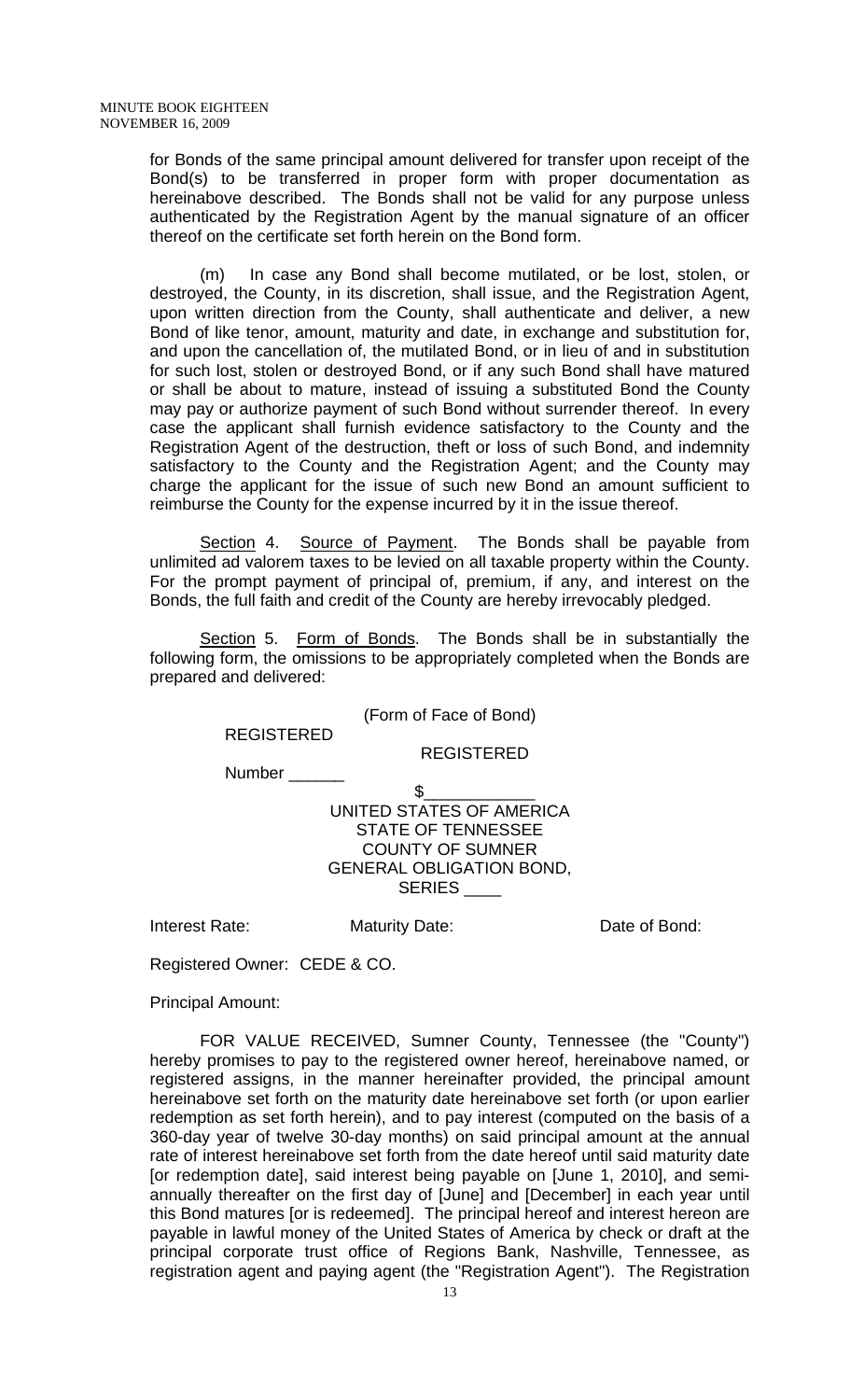for Bonds of the same principal amount delivered for transfer upon receipt of the Bond(s) to be transferred in proper form with proper documentation as hereinabove described. The Bonds shall not be valid for any purpose unless authenticated by the Registration Agent by the manual signature of an officer thereof on the certificate set forth herein on the Bond form.

(m) In case any Bond shall become mutilated, or be lost, stolen, or destroyed, the County, in its discretion, shall issue, and the Registration Agent, upon written direction from the County, shall authenticate and deliver, a new Bond of like tenor, amount, maturity and date, in exchange and substitution for, and upon the cancellation of, the mutilated Bond, or in lieu of and in substitution for such lost, stolen or destroyed Bond, or if any such Bond shall have matured or shall be about to mature, instead of issuing a substituted Bond the County may pay or authorize payment of such Bond without surrender thereof. In every case the applicant shall furnish evidence satisfactory to the County and the Registration Agent of the destruction, theft or loss of such Bond, and indemnity satisfactory to the County and the Registration Agent; and the County may charge the applicant for the issue of such new Bond an amount sufficient to reimburse the County for the expense incurred by it in the issue thereof.

Section 4. Source of Payment. The Bonds shall be payable from unlimited ad valorem taxes to be levied on all taxable property within the County. For the prompt payment of principal of, premium, if any, and interest on the Bonds, the full faith and credit of the County are hereby irrevocably pledged.

Section 5. Form of Bonds. The Bonds shall be in substantially the following form, the omissions to be appropriately completed when the Bonds are prepared and delivered:

(Form of Face of Bond)

REGISTERED

REGISTERED

Number ______

$____________

UNITED STATES OF AMERICA
STATE OF TENNESSEE
COUNTY OF SUMNER
GENERAL OBLIGATION BOND,
SERIES ____

Interest Rate: Maturity Date: Date of Bond:

Registered Owner: CEDE & CO.

Principal Amount:

FOR VALUE RECEIVED, Sumner County, Tennessee (the "County") hereby promises to pay to the registered owner hereof, hereinabove named, or registered assigns, in the manner hereinafter provided, the principal amount hereinabove set forth on the maturity date hereinabove set forth (or upon earlier redemption as set forth herein), and to pay interest (computed on the basis of a 360-day year of twelve 30-day months) on said principal amount at the annual rate of interest hereinabove set forth from the date hereof until said maturity date [or redemption date], said interest being payable on [June 1, 2010], and semi-annually thereafter on the first day of [June] and [December] in each year until this Bond matures [or is redeemed]. The principal hereof and interest hereon are payable in lawful money of the United States of America by check or draft at the principal corporate trust office of Regions Bank, Nashville, Tennessee, as registration agent and paying agent (the "Registration Agent"). The Registration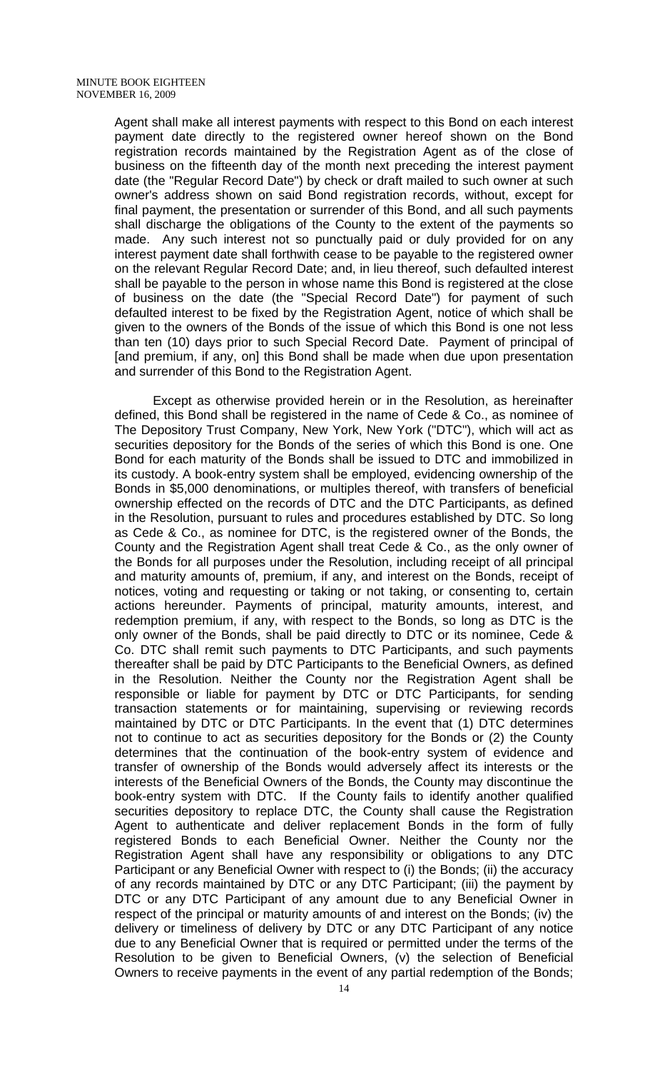Agent shall make all interest payments with respect to this Bond on each interest payment date directly to the registered owner hereof shown on the Bond registration records maintained by the Registration Agent as of the close of business on the fifteenth day of the month next preceding the interest payment date (the "Regular Record Date") by check or draft mailed to such owner at such owner's address shown on said Bond registration records, without, except for final payment, the presentation or surrender of this Bond, and all such payments shall discharge the obligations of the County to the extent of the payments so made. Any such interest not so punctually paid or duly provided for on any interest payment date shall forthwith cease to be payable to the registered owner on the relevant Regular Record Date; and, in lieu thereof, such defaulted interest shall be payable to the person in whose name this Bond is registered at the close of business on the date (the "Special Record Date") for payment of such defaulted interest to be fixed by the Registration Agent, notice of which shall be given to the owners of the Bonds of the issue of which this Bond is one not less than ten (10) days prior to such Special Record Date. Payment of principal of [and premium, if any, on] this Bond shall be made when due upon presentation and surrender of this Bond to the Registration Agent.

Except as otherwise provided herein or in the Resolution, as hereinafter defined, this Bond shall be registered in the name of Cede & Co., as nominee of The Depository Trust Company, New York, New York ("DTC"), which will act as securities depository for the Bonds of the series of which this Bond is one. One Bond for each maturity of the Bonds shall be issued to DTC and immobilized in its custody. A book-entry system shall be employed, evidencing ownership of the Bonds in $5,000 denominations, or multiples thereof, with transfers of beneficial ownership effected on the records of DTC and the DTC Participants, as defined in the Resolution, pursuant to rules and procedures established by DTC. So long as Cede & Co., as nominee for DTC, is the registered owner of the Bonds, the County and the Registration Agent shall treat Cede & Co., as the only owner of the Bonds for all purposes under the Resolution, including receipt of all principal and maturity amounts of, premium, if any, and interest on the Bonds, receipt of notices, voting and requesting or taking or not taking, or consenting to, certain actions hereunder. Payments of principal, maturity amounts, interest, and redemption premium, if any, with respect to the Bonds, so long as DTC is the only owner of the Bonds, shall be paid directly to DTC or its nominee, Cede & Co. DTC shall remit such payments to DTC Participants, and such payments thereafter shall be paid by DTC Participants to the Beneficial Owners, as defined in the Resolution. Neither the County nor the Registration Agent shall be responsible or liable for payment by DTC or DTC Participants, for sending transaction statements or for maintaining, supervising or reviewing records maintained by DTC or DTC Participants. In the event that (1) DTC determines not to continue to act as securities depository for the Bonds or (2) the County determines that the continuation of the book-entry system of evidence and transfer of ownership of the Bonds would adversely affect its interests or the interests of the Beneficial Owners of the Bonds, the County may discontinue the book-entry system with DTC. If the County fails to identify another qualified securities depository to replace DTC, the County shall cause the Registration Agent to authenticate and deliver replacement Bonds in the form of fully registered Bonds to each Beneficial Owner. Neither the County nor the Registration Agent shall have any responsibility or obligations to any DTC Participant or any Beneficial Owner with respect to (i) the Bonds; (ii) the accuracy of any records maintained by DTC or any DTC Participant; (iii) the payment by DTC or any DTC Participant of any amount due to any Beneficial Owner in respect of the principal or maturity amounts of and interest on the Bonds; (iv) the delivery or timeliness of delivery by DTC or any DTC Participant of any notice due to any Beneficial Owner that is required or permitted under the terms of the Resolution to be given to Beneficial Owners, (v) the selection of Beneficial Owners to receive payments in the event of any partial redemption of the Bonds;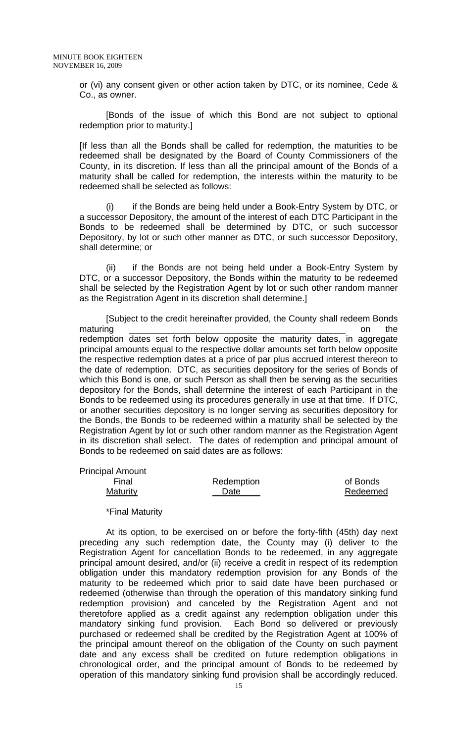or (vi) any consent given or other action taken by DTC, or its nominee, Cede & Co., as owner.

[Bonds of the issue of which this Bond are not subject to optional redemption prior to maturity.]

[If less than all the Bonds shall be called for redemption, the maturities to be redeemed shall be designated by the Board of County Commissioners of the County, in its discretion. If less than all the principal amount of the Bonds of a maturity shall be called for redemption, the interests within the maturity to be redeemed shall be selected as follows:

(i) if the Bonds are being held under a Book-Entry System by DTC, or a successor Depository, the amount of the interest of each DTC Participant in the Bonds to be redeemed shall be determined by DTC, or such successor Depository, by lot or such other manner as DTC, or such successor Depository, shall determine; or

(ii) if the Bonds are not being held under a Book-Entry System by DTC, or a successor Depository, the Bonds within the maturity to be redeemed shall be selected by the Registration Agent by lot or such other random manner as the Registration Agent in its discretion shall determine.]

[Subject to the credit hereinafter provided, the County shall redeem Bonds maturing _____________________________________________ on the redemption dates set forth below opposite the maturity dates, in aggregate principal amounts equal to the respective dollar amounts set forth below opposite the respective redemption dates at a price of par plus accrued interest thereon to the date of redemption. DTC, as securities depository for the series of Bonds of which this Bond is one, or such Person as shall then be serving as the securities depository for the Bonds, shall determine the interest of each Participant in the Bonds to be redeemed using its procedures generally in use at that time. If DTC, or another securities depository is no longer serving as securities depository for the Bonds, the Bonds to be redeemed within a maturity shall be selected by the Registration Agent by lot or such other random manner as the Registration Agent in its discretion shall select. The dates of redemption and principal amount of Bonds to be redeemed on said dates are as follows:

| | | Principal Amount |
|---|---|---|
| Final Maturity | Redemption Date | of Bonds Redeemed |

*Final Maturity

At its option, to be exercised on or before the forty-fifth (45th) day next preceding any such redemption date, the County may (i) deliver to the Registration Agent for cancellation Bonds to be redeemed, in any aggregate principal amount desired, and/or (ii) receive a credit in respect of its redemption obligation under this mandatory redemption provision for any Bonds of the maturity to be redeemed which prior to said date have been purchased or redeemed (otherwise than through the operation of this mandatory sinking fund redemption provision) and canceled by the Registration Agent and not theretofore applied as a credit against any redemption obligation under this mandatory sinking fund provision. Each Bond so delivered or previously purchased or redeemed shall be credited by the Registration Agent at 100% of the principal amount thereof on the obligation of the County on such payment date and any excess shall be credited on future redemption obligations in chronological order, and the principal amount of Bonds to be redeemed by operation of this mandatory sinking fund provision shall be accordingly reduced.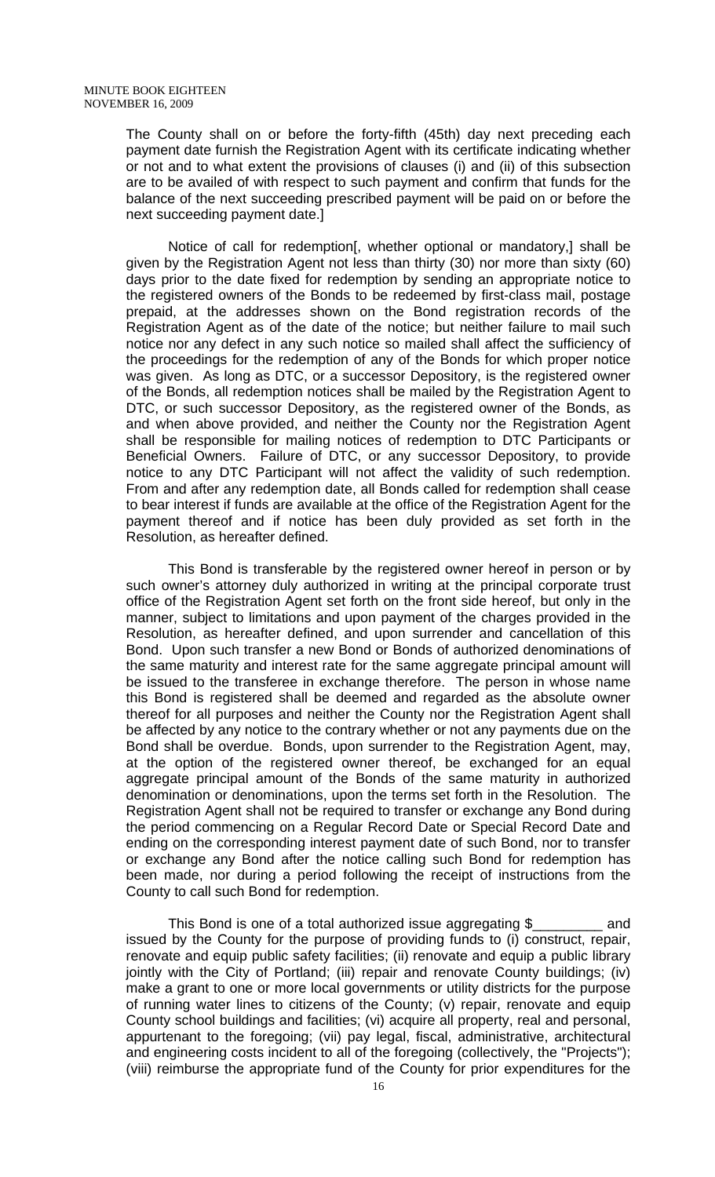The County shall on or before the forty-fifth (45th) day next preceding each payment date furnish the Registration Agent with its certificate indicating whether or not and to what extent the provisions of clauses (i) and (ii) of this subsection are to be availed of with respect to such payment and confirm that funds for the balance of the next succeeding prescribed payment will be paid on or before the next succeeding payment date.]

Notice of call for redemption[, whether optional or mandatory,] shall be given by the Registration Agent not less than thirty (30) nor more than sixty (60) days prior to the date fixed for redemption by sending an appropriate notice to the registered owners of the Bonds to be redeemed by first-class mail, postage prepaid, at the addresses shown on the Bond registration records of the Registration Agent as of the date of the notice; but neither failure to mail such notice nor any defect in any such notice so mailed shall affect the sufficiency of the proceedings for the redemption of any of the Bonds for which proper notice was given. As long as DTC, or a successor Depository, is the registered owner of the Bonds, all redemption notices shall be mailed by the Registration Agent to DTC, or such successor Depository, as the registered owner of the Bonds, as and when above provided, and neither the County nor the Registration Agent shall be responsible for mailing notices of redemption to DTC Participants or Beneficial Owners. Failure of DTC, or any successor Depository, to provide notice to any DTC Participant will not affect the validity of such redemption. From and after any redemption date, all Bonds called for redemption shall cease to bear interest if funds are available at the office of the Registration Agent for the payment thereof and if notice has been duly provided as set forth in the Resolution, as hereafter defined.

This Bond is transferable by the registered owner hereof in person or by such owner's attorney duly authorized in writing at the principal corporate trust office of the Registration Agent set forth on the front side hereof, but only in the manner, subject to limitations and upon payment of the charges provided in the Resolution, as hereafter defined, and upon surrender and cancellation of this Bond. Upon such transfer a new Bond or Bonds of authorized denominations of the same maturity and interest rate for the same aggregate principal amount will be issued to the transferee in exchange therefore. The person in whose name this Bond is registered shall be deemed and regarded as the absolute owner thereof for all purposes and neither the County nor the Registration Agent shall be affected by any notice to the contrary whether or not any payments due on the Bond shall be overdue. Bonds, upon surrender to the Registration Agent, may, at the option of the registered owner thereof, be exchanged for an equal aggregate principal amount of the Bonds of the same maturity in authorized denomination or denominations, upon the terms set forth in the Resolution. The Registration Agent shall not be required to transfer or exchange any Bond during the period commencing on a Regular Record Date or Special Record Date and ending on the corresponding interest payment date of such Bond, nor to transfer or exchange any Bond after the notice calling such Bond for redemption has been made, nor during a period following the receipt of instructions from the County to call such Bond for redemption.

This Bond is one of a total authorized issue aggregating $_________ and issued by the County for the purpose of providing funds to (i) construct, repair, renovate and equip public safety facilities; (ii) renovate and equip a public library jointly with the City of Portland; (iii) repair and renovate County buildings; (iv) make a grant to one or more local governments or utility districts for the purpose of running water lines to citizens of the County; (v) repair, renovate and equip County school buildings and facilities; (vi) acquire all property, real and personal, appurtenant to the foregoing; (vii) pay legal, fiscal, administrative, architectural and engineering costs incident to all of the foregoing (collectively, the "Projects"); (viii) reimburse the appropriate fund of the County for prior expenditures for the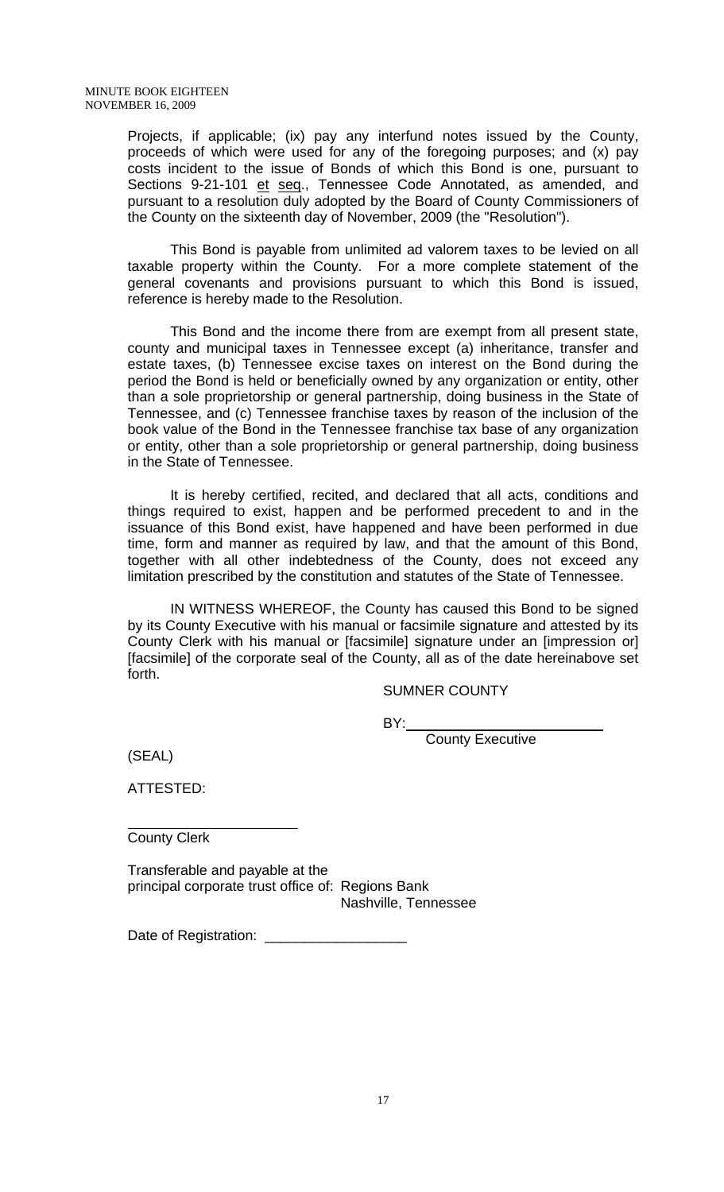Projects, if applicable; (ix) pay any interfund notes issued by the County, proceeds of which were used for any of the foregoing purposes; and (x) pay costs incident to the issue of Bonds of which this Bond is one, pursuant to Sections 9-21-101 et seq., Tennessee Code Annotated, as amended, and pursuant to a resolution duly adopted by the Board of County Commissioners of the County on the sixteenth day of November, 2009 (the "Resolution").

This Bond is payable from unlimited ad valorem taxes to be levied on all taxable property within the County. For a more complete statement of the general covenants and provisions pursuant to which this Bond is issued, reference is hereby made to the Resolution.

This Bond and the income there from are exempt from all present state, county and municipal taxes in Tennessee except (a) inheritance, transfer and estate taxes, (b) Tennessee excise taxes on interest on the Bond during the period the Bond is held or beneficially owned by any organization or entity, other than a sole proprietorship or general partnership, doing business in the State of Tennessee, and (c) Tennessee franchise taxes by reason of the inclusion of the book value of the Bond in the Tennessee franchise tax base of any organization or entity, other than a sole proprietorship or general partnership, doing business in the State of Tennessee.

It is hereby certified, recited, and declared that all acts, conditions and things required to exist, happen and be performed precedent to and in the issuance of this Bond exist, have happened and have been performed in due time, form and manner as required by law, and that the amount of this Bond, together with all other indebtedness of the County, does not exceed any limitation prescribed by the constitution and statutes of the State of Tennessee.

IN WITNESS WHEREOF, the County has caused this Bond to be signed by its County Executive with his manual or facsimile signature and attested by its County Clerk with his manual or [facsimile] signature under an [impression or] [facsimile] of the corporate seal of the County, all as of the date hereinabove set forth.

SUMNER COUNTY

BY: ____________________________
County Executive

(SEAL)

ATTESTED:

________________________
County Clerk

Transferable and payable at the principal corporate trust office of: Regions Bank
Nashville, Tennessee

Date of Registration: ___________________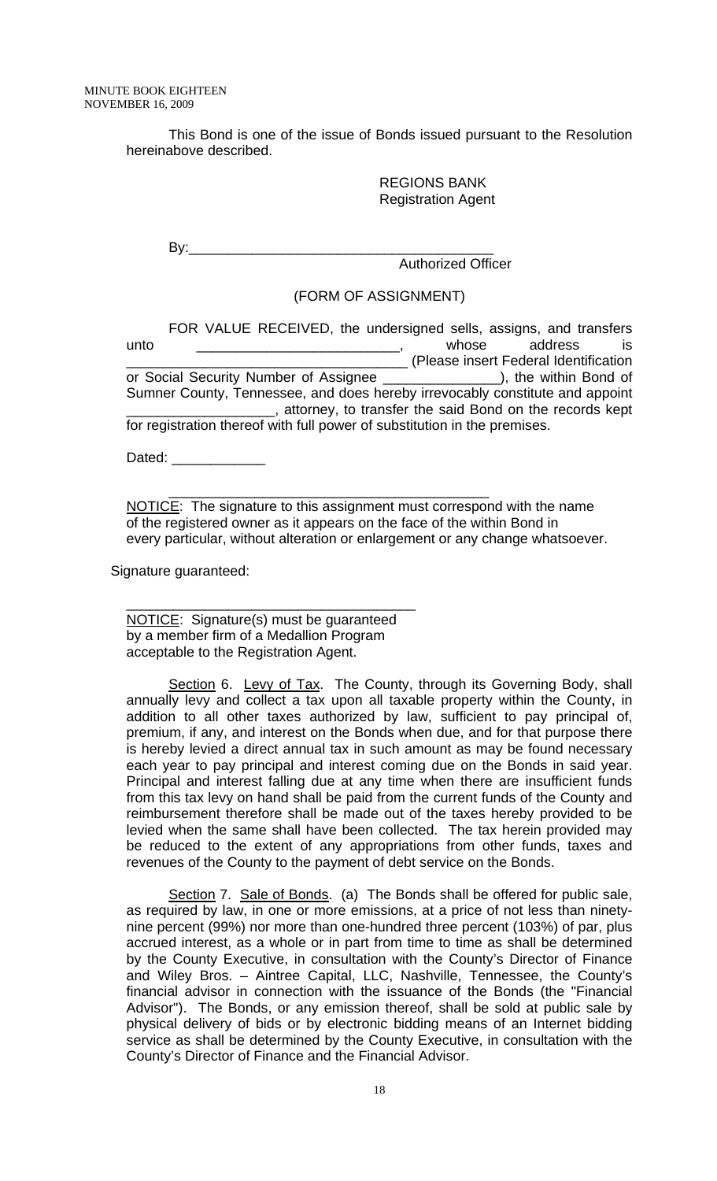This Bond is one of the issue of Bonds issued pursuant to the Resolution hereinabove described.

REGIONS BANK
Registration Agent

By:_______________________________________
Authorized Officer

(FORM OF ASSIGNMENT)

FOR VALUE RECEIVED, the undersigned sells, assigns, and transfers unto __________________________, whose address is __________________________________ (Please insert Federal Identification or Social Security Number of Assignee _______________), the within Bond of Sumner County, Tennessee, and does hereby irrevocably constitute and appoint ___________________, attorney, to transfer the said Bond on the records kept for registration thereof with full power of substitution in the premises.

Dated: ____________

__________________________________________
NOTICE: The signature to this assignment must correspond with the name of the registered owner as it appears on the face of the within Bond in every particular, without alteration or enlargement or any change whatsoever.

Signature guaranteed:

_____________________________________
NOTICE: Signature(s) must be guaranteed by a member firm of a Medallion Program acceptable to the Registration Agent.

Section 6. Levy of Tax. The County, through its Governing Body, shall annually levy and collect a tax upon all taxable property within the County, in addition to all other taxes authorized by law, sufficient to pay principal of, premium, if any, and interest on the Bonds when due, and for that purpose there is hereby levied a direct annual tax in such amount as may be found necessary each year to pay principal and interest coming due on the Bonds in said year. Principal and interest falling due at any time when there are insufficient funds from this tax levy on hand shall be paid from the current funds of the County and reimbursement therefore shall be made out of the taxes hereby provided to be levied when the same shall have been collected. The tax herein provided may be reduced to the extent of any appropriations from other funds, taxes and revenues of the County to the payment of debt service on the Bonds.

Section 7. Sale of Bonds. (a) The Bonds shall be offered for public sale, as required by law, in one or more emissions, at a price of not less than ninety-nine percent (99%) nor more than one-hundred three percent (103%) of par, plus accrued interest, as a whole or in part from time to time as shall be determined by the County Executive, in consultation with the County's Director of Finance and Wiley Bros. – Aintree Capital, LLC, Nashville, Tennessee, the County's financial advisor in connection with the issuance of the Bonds (the "Financial Advisor"). The Bonds, or any emission thereof, shall be sold at public sale by physical delivery of bids or by electronic bidding means of an Internet bidding service as shall be determined by the County Executive, in consultation with the County's Director of Finance and the Financial Advisor.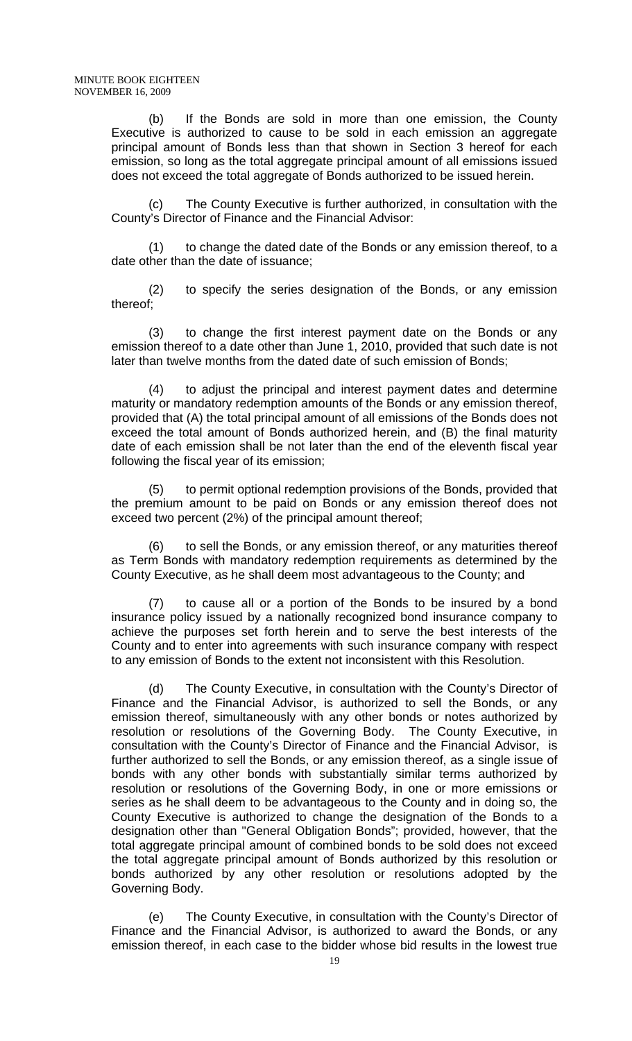(b) If the Bonds are sold in more than one emission, the County Executive is authorized to cause to be sold in each emission an aggregate principal amount of Bonds less than that shown in Section 3 hereof for each emission, so long as the total aggregate principal amount of all emissions issued does not exceed the total aggregate of Bonds authorized to be issued herein.

(c) The County Executive is further authorized, in consultation with the County's Director of Finance and the Financial Advisor:

(1) to change the dated date of the Bonds or any emission thereof, to a date other than the date of issuance;

(2) to specify the series designation of the Bonds, or any emission thereof;

(3) to change the first interest payment date on the Bonds or any emission thereof to a date other than June 1, 2010, provided that such date is not later than twelve months from the dated date of such emission of Bonds;

(4) to adjust the principal and interest payment dates and determine maturity or mandatory redemption amounts of the Bonds or any emission thereof, provided that (A) the total principal amount of all emissions of the Bonds does not exceed the total amount of Bonds authorized herein, and (B) the final maturity date of each emission shall be not later than the end of the eleventh fiscal year following the fiscal year of its emission;

(5) to permit optional redemption provisions of the Bonds, provided that the premium amount to be paid on Bonds or any emission thereof does not exceed two percent (2%) of the principal amount thereof;

(6) to sell the Bonds, or any emission thereof, or any maturities thereof as Term Bonds with mandatory redemption requirements as determined by the County Executive, as he shall deem most advantageous to the County; and

(7) to cause all or a portion of the Bonds to be insured by a bond insurance policy issued by a nationally recognized bond insurance company to achieve the purposes set forth herein and to serve the best interests of the County and to enter into agreements with such insurance company with respect to any emission of Bonds to the extent not inconsistent with this Resolution.

(d) The County Executive, in consultation with the County's Director of Finance and the Financial Advisor, is authorized to sell the Bonds, or any emission thereof, simultaneously with any other bonds or notes authorized by resolution or resolutions of the Governing Body. The County Executive, in consultation with the County's Director of Finance and the Financial Advisor, is further authorized to sell the Bonds, or any emission thereof, as a single issue of bonds with any other bonds with substantially similar terms authorized by resolution or resolutions of the Governing Body, in one or more emissions or series as he shall deem to be advantageous to the County and in doing so, the County Executive is authorized to change the designation of the Bonds to a designation other than "General Obligation Bonds"; provided, however, that the total aggregate principal amount of combined bonds to be sold does not exceed the total aggregate principal amount of Bonds authorized by this resolution or bonds authorized by any other resolution or resolutions adopted by the Governing Body.

(e) The County Executive, in consultation with the County's Director of Finance and the Financial Advisor, is authorized to award the Bonds, or any emission thereof, in each case to the bidder whose bid results in the lowest true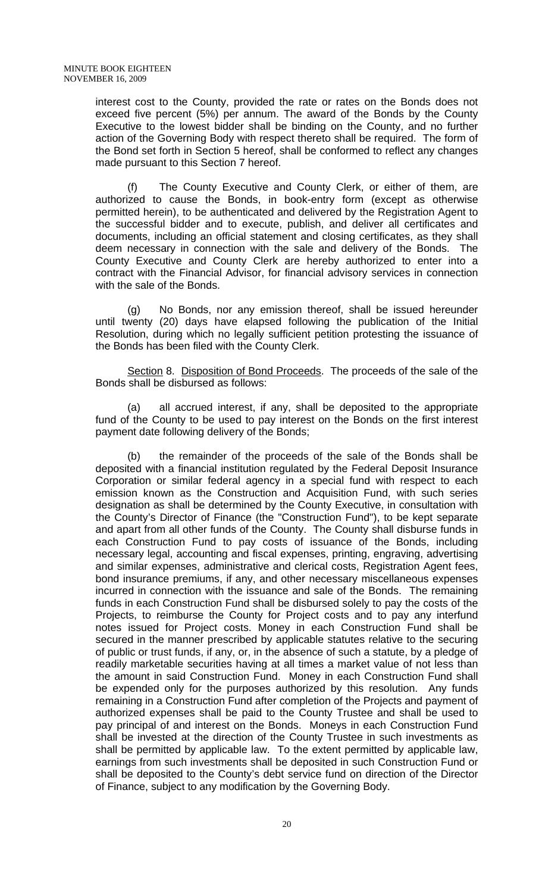interest cost to the County, provided the rate or rates on the Bonds does not exceed five percent (5%) per annum. The award of the Bonds by the County Executive to the lowest bidder shall be binding on the County, and no further action of the Governing Body with respect thereto shall be required. The form of the Bond set forth in Section 5 hereof, shall be conformed to reflect any changes made pursuant to this Section 7 hereof.

(f) The County Executive and County Clerk, or either of them, are authorized to cause the Bonds, in book-entry form (except as otherwise permitted herein), to be authenticated and delivered by the Registration Agent to the successful bidder and to execute, publish, and deliver all certificates and documents, including an official statement and closing certificates, as they shall deem necessary in connection with the sale and delivery of the Bonds. The County Executive and County Clerk are hereby authorized to enter into a contract with the Financial Advisor, for financial advisory services in connection with the sale of the Bonds.

(g) No Bonds, nor any emission thereof, shall be issued hereunder until twenty (20) days have elapsed following the publication of the Initial Resolution, during which no legally sufficient petition protesting the issuance of the Bonds has been filed with the County Clerk.

Section 8. Disposition of Bond Proceeds. The proceeds of the sale of the Bonds shall be disbursed as follows:

(a) all accrued interest, if any, shall be deposited to the appropriate fund of the County to be used to pay interest on the Bonds on the first interest payment date following delivery of the Bonds;

(b) the remainder of the proceeds of the sale of the Bonds shall be deposited with a financial institution regulated by the Federal Deposit Insurance Corporation or similar federal agency in a special fund with respect to each emission known as the Construction and Acquisition Fund, with such series designation as shall be determined by the County Executive, in consultation with the County's Director of Finance (the "Construction Fund"), to be kept separate and apart from all other funds of the County. The County shall disburse funds in each Construction Fund to pay costs of issuance of the Bonds, including necessary legal, accounting and fiscal expenses, printing, engraving, advertising and similar expenses, administrative and clerical costs, Registration Agent fees, bond insurance premiums, if any, and other necessary miscellaneous expenses incurred in connection with the issuance and sale of the Bonds. The remaining funds in each Construction Fund shall be disbursed solely to pay the costs of the Projects, to reimburse the County for Project costs and to pay any interfund notes issued for Project costs. Money in each Construction Fund shall be secured in the manner prescribed by applicable statutes relative to the securing of public or trust funds, if any, or, in the absence of such a statute, by a pledge of readily marketable securities having at all times a market value of not less than the amount in said Construction Fund. Money in each Construction Fund shall be expended only for the purposes authorized by this resolution. Any funds remaining in a Construction Fund after completion of the Projects and payment of authorized expenses shall be paid to the County Trustee and shall be used to pay principal of and interest on the Bonds. Moneys in each Construction Fund shall be invested at the direction of the County Trustee in such investments as shall be permitted by applicable law. To the extent permitted by applicable law, earnings from such investments shall be deposited in such Construction Fund or shall be deposited to the County's debt service fund on direction of the Director of Finance, subject to any modification by the Governing Body.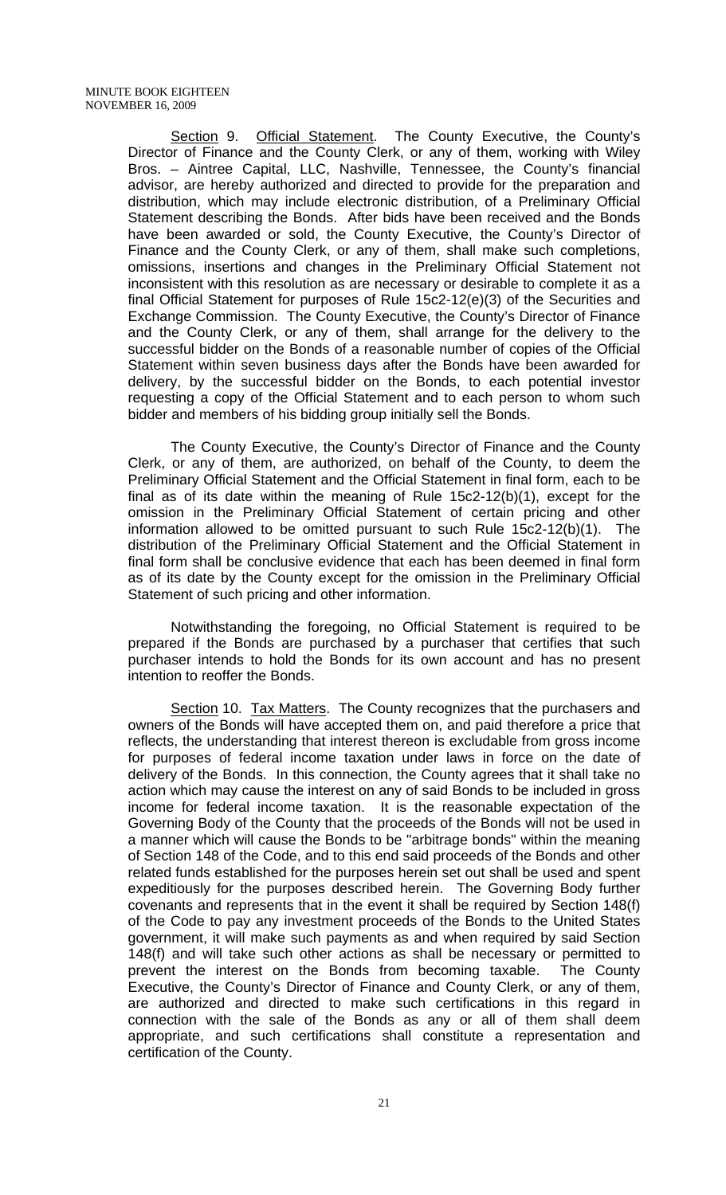Section 9. Official Statement. The County Executive, the County's Director of Finance and the County Clerk, or any of them, working with Wiley Bros. – Aintree Capital, LLC, Nashville, Tennessee, the County's financial advisor, are hereby authorized and directed to provide for the preparation and distribution, which may include electronic distribution, of a Preliminary Official Statement describing the Bonds. After bids have been received and the Bonds have been awarded or sold, the County Executive, the County's Director of Finance and the County Clerk, or any of them, shall make such completions, omissions, insertions and changes in the Preliminary Official Statement not inconsistent with this resolution as are necessary or desirable to complete it as a final Official Statement for purposes of Rule 15c2-12(e)(3) of the Securities and Exchange Commission. The County Executive, the County's Director of Finance and the County Clerk, or any of them, shall arrange for the delivery to the successful bidder on the Bonds of a reasonable number of copies of the Official Statement within seven business days after the Bonds have been awarded for delivery, by the successful bidder on the Bonds, to each potential investor requesting a copy of the Official Statement and to each person to whom such bidder and members of his bidding group initially sell the Bonds.

The County Executive, the County's Director of Finance and the County Clerk, or any of them, are authorized, on behalf of the County, to deem the Preliminary Official Statement and the Official Statement in final form, each to be final as of its date within the meaning of Rule 15c2-12(b)(1), except for the omission in the Preliminary Official Statement of certain pricing and other information allowed to be omitted pursuant to such Rule 15c2-12(b)(1). The distribution of the Preliminary Official Statement and the Official Statement in final form shall be conclusive evidence that each has been deemed in final form as of its date by the County except for the omission in the Preliminary Official Statement of such pricing and other information.

Notwithstanding the foregoing, no Official Statement is required to be prepared if the Bonds are purchased by a purchaser that certifies that such purchaser intends to hold the Bonds for its own account and has no present intention to reoffer the Bonds.

Section 10. Tax Matters. The County recognizes that the purchasers and owners of the Bonds will have accepted them on, and paid therefore a price that reflects, the understanding that interest thereon is excludable from gross income for purposes of federal income taxation under laws in force on the date of delivery of the Bonds. In this connection, the County agrees that it shall take no action which may cause the interest on any of said Bonds to be included in gross income for federal income taxation. It is the reasonable expectation of the Governing Body of the County that the proceeds of the Bonds will not be used in a manner which will cause the Bonds to be "arbitrage bonds" within the meaning of Section 148 of the Code, and to this end said proceeds of the Bonds and other related funds established for the purposes herein set out shall be used and spent expeditiously for the purposes described herein. The Governing Body further covenants and represents that in the event it shall be required by Section 148(f) of the Code to pay any investment proceeds of the Bonds to the United States government, it will make such payments as and when required by said Section 148(f) and will take such other actions as shall be necessary or permitted to prevent the interest on the Bonds from becoming taxable. The County Executive, the County's Director of Finance and County Clerk, or any of them, are authorized and directed to make such certifications in this regard in connection with the sale of the Bonds as any or all of them shall deem appropriate, and such certifications shall constitute a representation and certification of the County.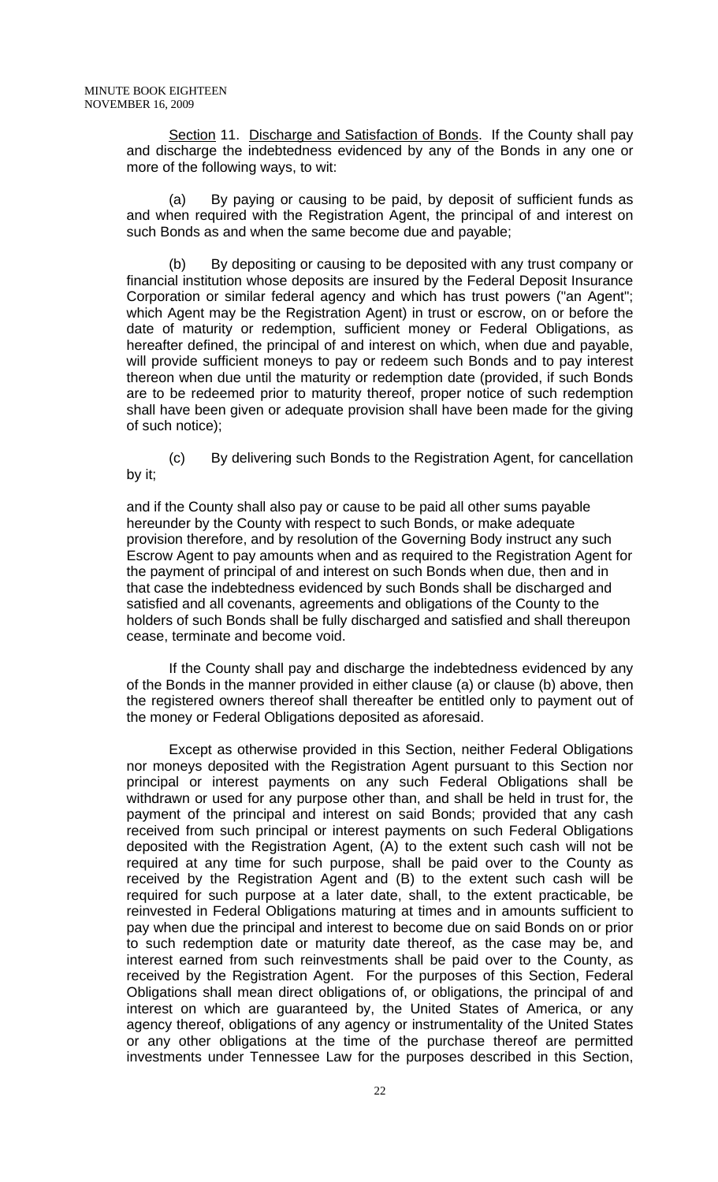Section 11. Discharge and Satisfaction of Bonds. If the County shall pay and discharge the indebtedness evidenced by any of the Bonds in any one or more of the following ways, to wit:

(a) By paying or causing to be paid, by deposit of sufficient funds as and when required with the Registration Agent, the principal of and interest on such Bonds as and when the same become due and payable;

(b) By depositing or causing to be deposited with any trust company or financial institution whose deposits are insured by the Federal Deposit Insurance Corporation or similar federal agency and which has trust powers ("an Agent"; which Agent may be the Registration Agent) in trust or escrow, on or before the date of maturity or redemption, sufficient money or Federal Obligations, as hereafter defined, the principal of and interest on which, when due and payable, will provide sufficient moneys to pay or redeem such Bonds and to pay interest thereon when due until the maturity or redemption date (provided, if such Bonds are to be redeemed prior to maturity thereof, proper notice of such redemption shall have been given or adequate provision shall have been made for the giving of such notice);

(c) By delivering such Bonds to the Registration Agent, for cancellation by it;

and if the County shall also pay or cause to be paid all other sums payable hereunder by the County with respect to such Bonds, or make adequate provision therefore, and by resolution of the Governing Body instruct any such Escrow Agent to pay amounts when and as required to the Registration Agent for the payment of principal of and interest on such Bonds when due, then and in that case the indebtedness evidenced by such Bonds shall be discharged and satisfied and all covenants, agreements and obligations of the County to the holders of such Bonds shall be fully discharged and satisfied and shall thereupon cease, terminate and become void.

If the County shall pay and discharge the indebtedness evidenced by any of the Bonds in the manner provided in either clause (a) or clause (b) above, then the registered owners thereof shall thereafter be entitled only to payment out of the money or Federal Obligations deposited as aforesaid.

Except as otherwise provided in this Section, neither Federal Obligations nor moneys deposited with the Registration Agent pursuant to this Section nor principal or interest payments on any such Federal Obligations shall be withdrawn or used for any purpose other than, and shall be held in trust for, the payment of the principal and interest on said Bonds; provided that any cash received from such principal or interest payments on such Federal Obligations deposited with the Registration Agent, (A) to the extent such cash will not be required at any time for such purpose, shall be paid over to the County as received by the Registration Agent and (B) to the extent such cash will be required for such purpose at a later date, shall, to the extent practicable, be reinvested in Federal Obligations maturing at times and in amounts sufficient to pay when due the principal and interest to become due on said Bonds on or prior to such redemption date or maturity date thereof, as the case may be, and interest earned from such reinvestments shall be paid over to the County, as received by the Registration Agent. For the purposes of this Section, Federal Obligations shall mean direct obligations of, or obligations, the principal of and interest on which are guaranteed by, the United States of America, or any agency thereof, obligations of any agency or instrumentality of the United States or any other obligations at the time of the purchase thereof are permitted investments under Tennessee Law for the purposes described in this Section,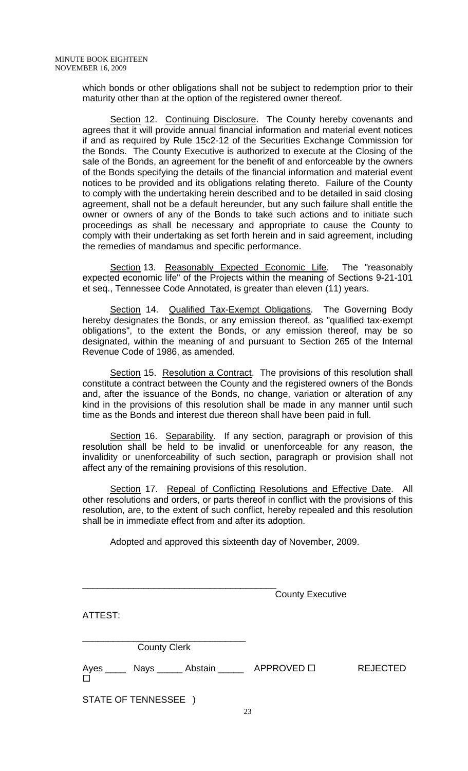which bonds or other obligations shall not be subject to redemption prior to their maturity other than at the option of the registered owner thereof.

Section 12. Continuing Disclosure. The County hereby covenants and agrees that it will provide annual financial information and material event notices if and as required by Rule 15c2-12 of the Securities Exchange Commission for the Bonds. The County Executive is authorized to execute at the Closing of the sale of the Bonds, an agreement for the benefit of and enforceable by the owners of the Bonds specifying the details of the financial information and material event notices to be provided and its obligations relating thereto. Failure of the County to comply with the undertaking herein described and to be detailed in said closing agreement, shall not be a default hereunder, but any such failure shall entitle the owner or owners of any of the Bonds to take such actions and to initiate such proceedings as shall be necessary and appropriate to cause the County to comply with their undertaking as set forth herein and in said agreement, including the remedies of mandamus and specific performance.

Section 13. Reasonably Expected Economic Life. The "reasonably expected economic life" of the Projects within the meaning of Sections 9-21-101 et seq., Tennessee Code Annotated, is greater than eleven (11) years.

Section 14. Qualified Tax-Exempt Obligations. The Governing Body hereby designates the Bonds, or any emission thereof, as "qualified tax-exempt obligations", to the extent the Bonds, or any emission thereof, may be so designated, within the meaning of and pursuant to Section 265 of the Internal Revenue Code of 1986, as amended.

Section 15. Resolution a Contract. The provisions of this resolution shall constitute a contract between the County and the registered owners of the Bonds and, after the issuance of the Bonds, no change, variation or alteration of any kind in the provisions of this resolution shall be made in any manner until such time as the Bonds and interest due thereon shall have been paid in full.

Section 16. Separability. If any section, paragraph or provision of this resolution shall be held to be invalid or unenforceable for any reason, the invalidity or unenforceability of such section, paragraph or provision shall not affect any of the remaining provisions of this resolution.

Section 17. Repeal of Conflicting Resolutions and Effective Date. All other resolutions and orders, or parts thereof in conflict with the provisions of this resolution, are, to the extent of such conflict, hereby repealed and this resolution shall be in immediate effect from and after its adoption.

Adopted and approved this sixteenth day of November, 2009.

______________________________________
County Executive

ATTEST:

________________________________
County Clerk

Ayes ____ Nays _____ Abstain _____ APPROVED ☐ REJECTED ☐

STATE OF TENNESSEE )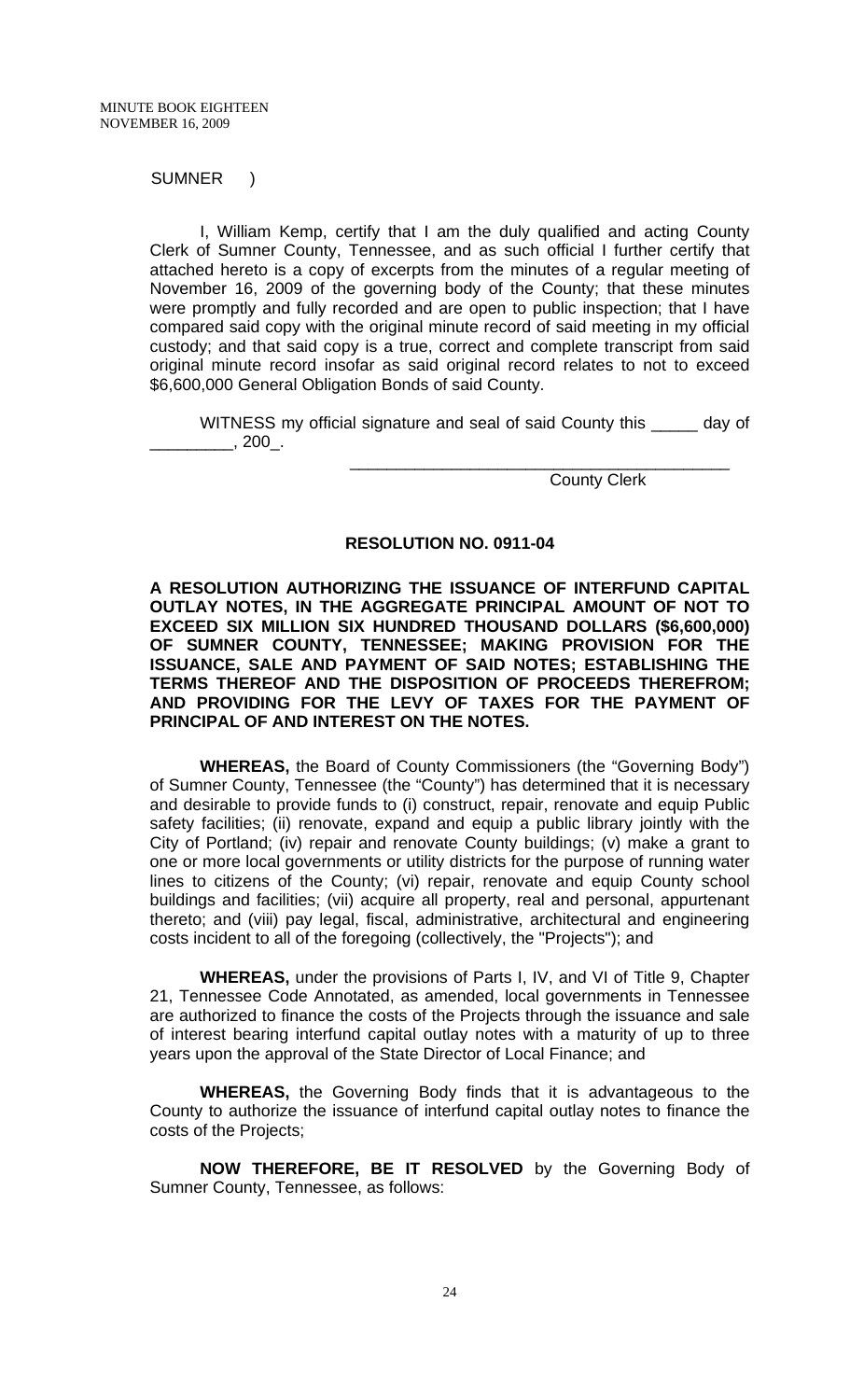SUMNER )

I, William Kemp, certify that I am the duly qualified and acting County Clerk of Sumner County, Tennessee, and as such official I further certify that attached hereto is a copy of excerpts from the minutes of a regular meeting of November 16, 2009 of the governing body of the County; that these minutes were promptly and fully recorded and are open to public inspection; that I have compared said copy with the original minute record of said meeting in my official custody; and that said copy is a true, correct and complete transcript from said original minute record insofar as said original record relates to not to exceed $6,600,000 General Obligation Bonds of said County.

WITNESS my official signature and seal of said County this _____ day of _________, 200_.

___________________________________________
County Clerk

**RESOLUTION NO. 0911-04**

**A RESOLUTION AUTHORIZING THE ISSUANCE OF INTERFUND CAPITAL OUTLAY NOTES, IN THE AGGREGATE PRINCIPAL AMOUNT OF NOT TO EXCEED SIX MILLION SIX HUNDRED THOUSAND DOLLARS ($6,600,000) OF SUMNER COUNTY, TENNESSEE; MAKING PROVISION FOR THE ISSUANCE, SALE AND PAYMENT OF SAID NOTES; ESTABLISHING THE TERMS THEREOF AND THE DISPOSITION OF PROCEEDS THEREFROM; AND PROVIDING FOR THE LEVY OF TAXES FOR THE PAYMENT OF PRINCIPAL OF AND INTEREST ON THE NOTES.**

**WHEREAS,** the Board of County Commissioners (the "Governing Body") of Sumner County, Tennessee (the "County") has determined that it is necessary and desirable to provide funds to (i) construct, repair, renovate and equip Public safety facilities; (ii) renovate, expand and equip a public library jointly with the City of Portland; (iv) repair and renovate County buildings; (v) make a grant to one or more local governments or utility districts for the purpose of running water lines to citizens of the County; (vi) repair, renovate and equip County school buildings and facilities; (vii) acquire all property, real and personal, appurtenant thereto; and (viii) pay legal, fiscal, administrative, architectural and engineering costs incident to all of the foregoing (collectively, the "Projects"); and

**WHEREAS,** under the provisions of Parts I, IV, and VI of Title 9, Chapter 21, Tennessee Code Annotated, as amended, local governments in Tennessee are authorized to finance the costs of the Projects through the issuance and sale of interest bearing interfund capital outlay notes with a maturity of up to three years upon the approval of the State Director of Local Finance; and

**WHEREAS,** the Governing Body finds that it is advantageous to the County to authorize the issuance of interfund capital outlay notes to finance the costs of the Projects;

**NOW THEREFORE, BE IT RESOLVED** by the Governing Body of Sumner County, Tennessee, as follows: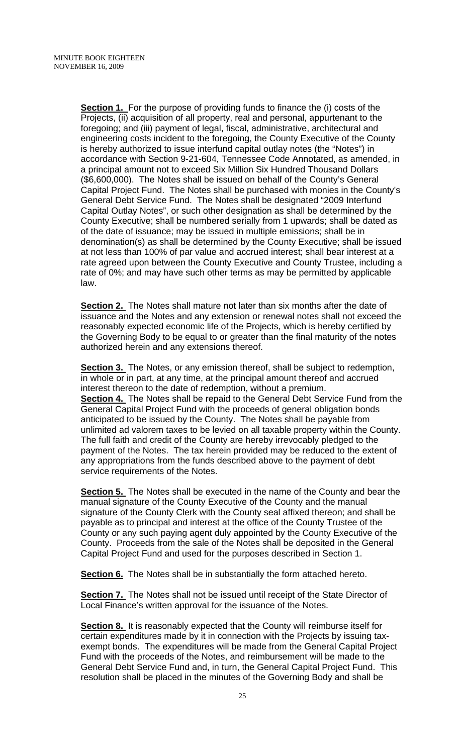**Section 1.** For the purpose of providing funds to finance the (i) costs of the Projects, (ii) acquisition of all property, real and personal, appurtenant to the foregoing; and (iii) payment of legal, fiscal, administrative, architectural and engineering costs incident to the foregoing, the County Executive of the County is hereby authorized to issue interfund capital outlay notes (the "Notes") in accordance with Section 9-21-604, Tennessee Code Annotated, as amended, in a principal amount not to exceed Six Million Six Hundred Thousand Dollars ($6,600,000). The Notes shall be issued on behalf of the County's General Capital Project Fund. The Notes shall be purchased with monies in the County's General Debt Service Fund. The Notes shall be designated "2009 Interfund Capital Outlay Notes", or such other designation as shall be determined by the County Executive; shall be numbered serially from 1 upwards; shall be dated as of the date of issuance; may be issued in multiple emissions; shall be in denomination(s) as shall be determined by the County Executive; shall be issued at not less than 100% of par value and accrued interest; shall bear interest at a rate agreed upon between the County Executive and County Trustee, including a rate of 0%; and may have such other terms as may be permitted by applicable law.

**Section 2.** The Notes shall mature not later than six months after the date of issuance and the Notes and any extension or renewal notes shall not exceed the reasonably expected economic life of the Projects, which is hereby certified by the Governing Body to be equal to or greater than the final maturity of the notes authorized herein and any extensions thereof.

**Section 3.** The Notes, or any emission thereof, shall be subject to redemption, in whole or in part, at any time, at the principal amount thereof and accrued interest thereon to the date of redemption, without a premium.

**Section 4.** The Notes shall be repaid to the General Debt Service Fund from the General Capital Project Fund with the proceeds of general obligation bonds anticipated to be issued by the County. The Notes shall be payable from unlimited ad valorem taxes to be levied on all taxable property within the County. The full faith and credit of the County are hereby irrevocably pledged to the payment of the Notes. The tax herein provided may be reduced to the extent of any appropriations from the funds described above to the payment of debt service requirements of the Notes.

**Section 5.** The Notes shall be executed in the name of the County and bear the manual signature of the County Executive of the County and the manual signature of the County Clerk with the County seal affixed thereon; and shall be payable as to principal and interest at the office of the County Trustee of the County or any such paying agent duly appointed by the County Executive of the County. Proceeds from the sale of the Notes shall be deposited in the General Capital Project Fund and used for the purposes described in Section 1.

**Section 6.** The Notes shall be in substantially the form attached hereto.

**Section 7.** The Notes shall not be issued until receipt of the State Director of Local Finance's written approval for the issuance of the Notes.

**Section 8.** It is reasonably expected that the County will reimburse itself for certain expenditures made by it in connection with the Projects by issuing tax-exempt bonds. The expenditures will be made from the General Capital Project Fund with the proceeds of the Notes, and reimbursement will be made to the General Debt Service Fund and, in turn, the General Capital Project Fund. This resolution shall be placed in the minutes of the Governing Body and shall be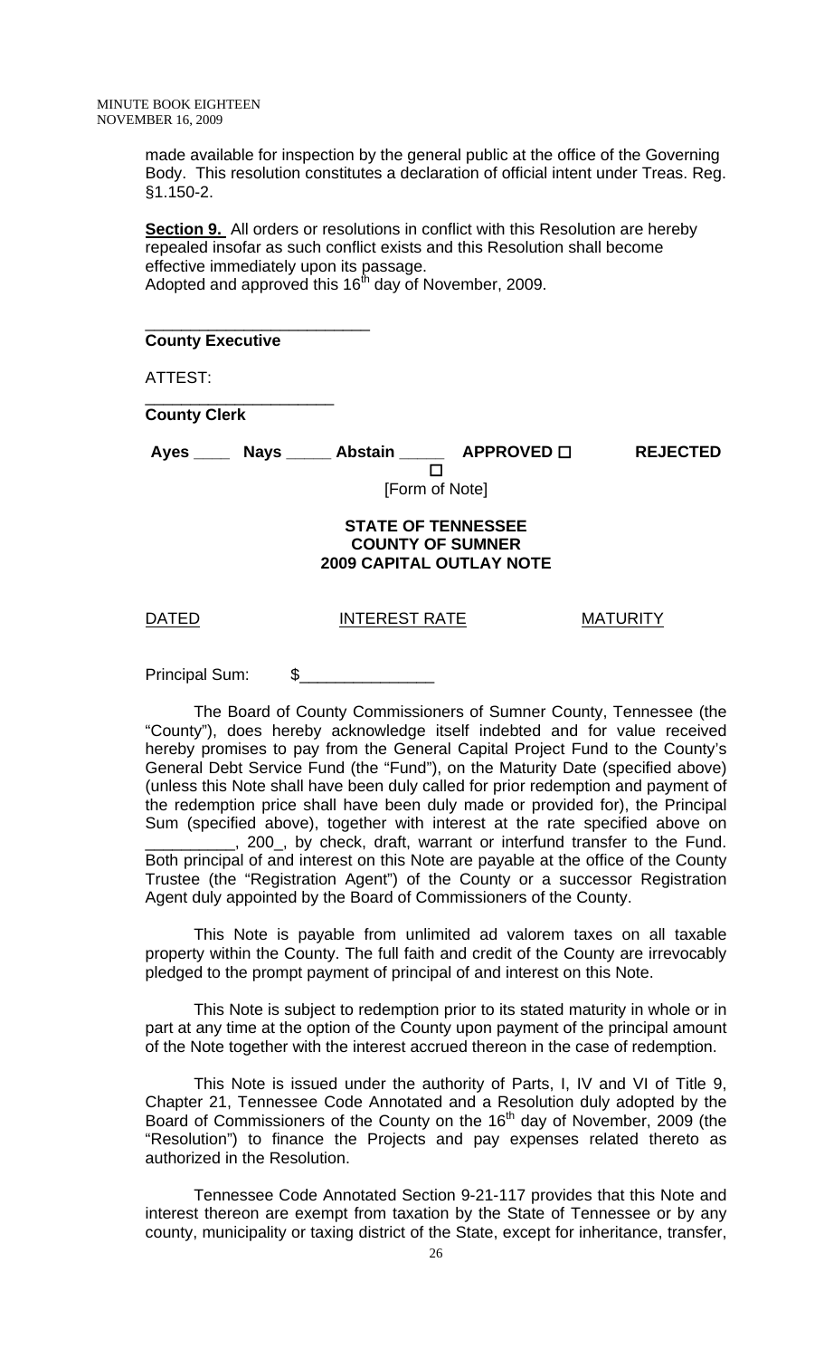made available for inspection by the general public at the office of the Governing Body. This resolution constitutes a declaration of official intent under Treas. Reg. §1.150-2.

**Section 9.** All orders or resolutions in conflict with this Resolution are hereby repealed insofar as such conflict exists and this Resolution shall become effective immediately upon its passage.
Adopted and approved this 16th day of November, 2009.

\_\_\_\_\_\_\_\_\_\_\_\_\_\_\_\_\_\_\_\_\_\_\_\_\_
**County Executive**

ATTEST:

\_\_\_\_\_\_\_\_\_\_\_\_\_\_\_\_\_\_\_\_\_
**County Clerk**

**Ayes \_\_\_\_ Nays \_\_\_\_\_ Abstain \_\_\_\_\_ APPROVED ☐ REJECTED ☐**

[Form of Note]

**STATE OF TENNESSEE**
**COUNTY OF SUMNER**
**2009 CAPITAL OUTLAY NOTE**

DATED INTEREST RATE MATURITY

Principal Sum: $\_\_\_\_\_\_\_\_\_\_\_\_\_\_\_

The Board of County Commissioners of Sumner County, Tennessee (the "County"), does hereby acknowledge itself indebted and for value received hereby promises to pay from the General Capital Project Fund to the County's General Debt Service Fund (the "Fund"), on the Maturity Date (specified above) (unless this Note shall have been duly called for prior redemption and payment of the redemption price shall have been duly made or provided for), the Principal Sum (specified above), together with interest at the rate specified above on \_\_\_\_\_\_\_\_\_\_, 200\_, by check, draft, warrant or interfund transfer to the Fund. Both principal of and interest on this Note are payable at the office of the County Trustee (the "Registration Agent") of the County or a successor Registration Agent duly appointed by the Board of Commissioners of the County.

This Note is payable from unlimited ad valorem taxes on all taxable property within the County. The full faith and credit of the County are irrevocably pledged to the prompt payment of principal of and interest on this Note.

This Note is subject to redemption prior to its stated maturity in whole or in part at any time at the option of the County upon payment of the principal amount of the Note together with the interest accrued thereon in the case of redemption.

This Note is issued under the authority of Parts, I, IV and VI of Title 9, Chapter 21, Tennessee Code Annotated and a Resolution duly adopted by the Board of Commissioners of the County on the 16th day of November, 2009 (the "Resolution") to finance the Projects and pay expenses related thereto as authorized in the Resolution.

Tennessee Code Annotated Section 9-21-117 provides that this Note and interest thereon are exempt from taxation by the State of Tennessee or by any county, municipality or taxing district of the State, except for inheritance, transfer,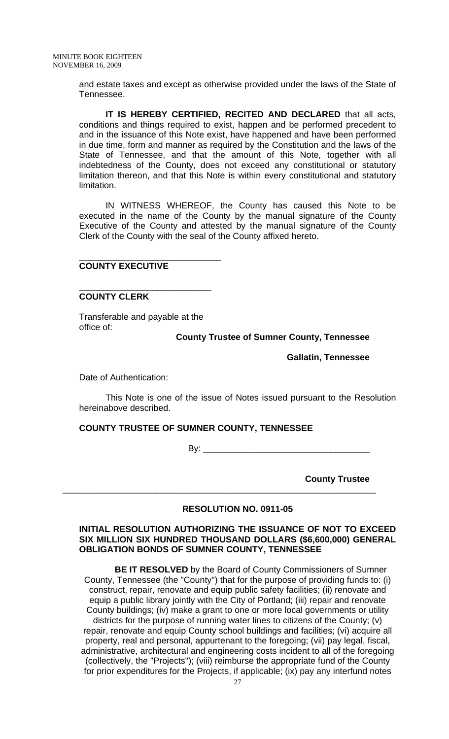and estate taxes and except as otherwise provided under the laws of the State of Tennessee.

**IT IS HEREBY CERTIFIED, RECITED AND DECLARED** that all acts, conditions and things required to exist, happen and be performed precedent to and in the issuance of this Note exist, have happened and have been performed in due time, form and manner as required by the Constitution and the laws of the State of Tennessee, and that the amount of this Note, together with all indebtedness of the County, does not exceed any constitutional or statutory limitation thereon, and that this Note is within every constitutional and statutory limitation.

IN WITNESS WHEREOF, the County has caused this Note to be executed in the name of the County by the manual signature of the County Executive of the County and attested by the manual signature of the County Clerk of the County with the seal of the County affixed hereto.

\_\_\_\_\_\_\_\_\_\_\_\_\_\_\_\_\_\_\_\_\_\_\_\_\_\_\_\_\_\_
**COUNTY EXECUTIVE**

\_\_\_\_\_\_\_\_\_\_\_\_\_\_\_\_\_\_\_\_\_\_\_\_\_\_\_\_
**COUNTY CLERK**

Transferable and payable at the office of:

**County Trustee of Sumner County, Tennessee**

**Gallatin, Tennessee**

Date of Authentication:

This Note is one of the issue of Notes issued pursuant to the Resolution hereinabove described.

**COUNTY TRUSTEE OF SUMNER COUNTY, TENNESSEE**

By: \_\_\_\_\_\_\_\_\_\_\_\_\_\_\_\_\_\_\_\_\_\_\_\_\_\_\_\_\_\_\_\_\_\_

**County Trustee**

---

## RESOLUTION NO. 0911-05

### INITIAL RESOLUTION AUTHORIZING THE ISSUANCE OF NOT TO EXCEED SIX MILLION SIX HUNDRED THOUSAND DOLLARS ($6,600,000) GENERAL OBLIGATION BONDS OF SUMNER COUNTY, TENNESSEE

**BE IT RESOLVED** by the Board of County Commissioners of Sumner County, Tennessee (the "County") that for the purpose of providing funds to: (i) construct, repair, renovate and equip public safety facilities; (ii) renovate and equip a public library jointly with the City of Portland; (iii) repair and renovate County buildings; (iv) make a grant to one or more local governments or utility districts for the purpose of running water lines to citizens of the County; (v) repair, renovate and equip County school buildings and facilities; (vi) acquire all property, real and personal, appurtenant to the foregoing; (vii) pay legal, fiscal, administrative, architectural and engineering costs incident to all of the foregoing (collectively, the "Projects"); (viii) reimburse the appropriate fund of the County for prior expenditures for the Projects, if applicable; (ix) pay any interfund notes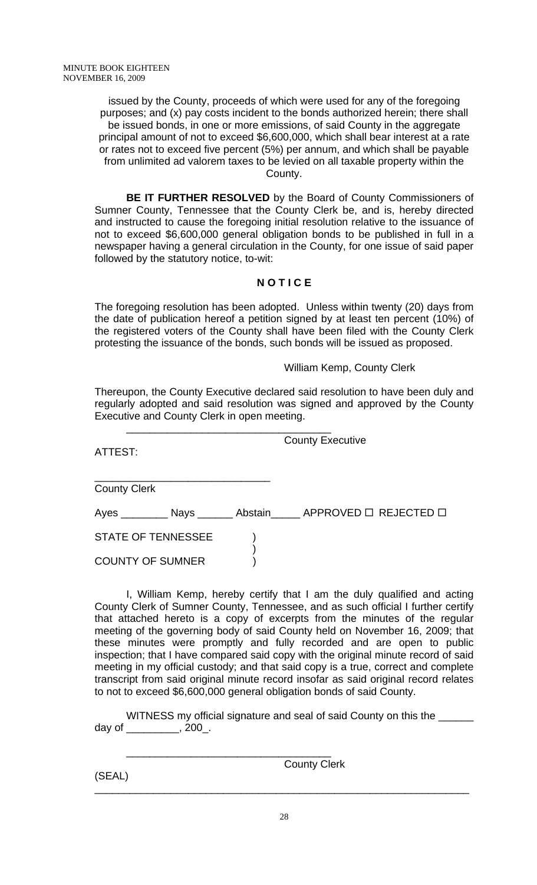issued by the County, proceeds of which were used for any of the foregoing purposes; and (x) pay costs incident to the bonds authorized herein; there shall be issued bonds, in one or more emissions, of said County in the aggregate principal amount of not to exceed $6,600,000, which shall bear interest at a rate or rates not to exceed five percent (5%) per annum, and which shall be payable from unlimited ad valorem taxes to be levied on all taxable property within the County.

**BE IT FURTHER RESOLVED** by the Board of County Commissioners of Sumner County, Tennessee that the County Clerk be, and is, hereby directed and instructed to cause the foregoing initial resolution relative to the issuance of not to exceed $6,600,000 general obligation bonds to be published in full in a newspaper having a general circulation in the County, for one issue of said paper followed by the statutory notice, to-wit:

**N O T I C E**

The foregoing resolution has been adopted. Unless within twenty (20) days from the date of publication hereof a petition signed by at least ten percent (10%) of the registered voters of the County shall have been filed with the County Clerk protesting the issuance of the bonds, such bonds will be issued as proposed.

William Kemp, County Clerk

Thereupon, the County Executive declared said resolution to have been duly and regularly adopted and said resolution was signed and approved by the County Executive and County Clerk in open meeting.

\_\_\_\_\_\_\_\_\_\_\_\_\_\_\_\_\_\_\_\_\_\_\_\_\_\_\_\_\_\_\_\_\_\_\_
County Executive

ATTEST:

\_\_\_\_\_\_\_\_\_\_\_\_\_\_\_\_\_\_\_\_\_\_\_\_\_\_\_\_\_\_
County Clerk

Ayes \_\_\_\_\_\_\_\_ Nays \_\_\_\_\_\_ Abstain\_\_\_\_\_ APPROVED ☐ REJECTED ☐

STATE OF TENNESSEE )
)
COUNTY OF SUMNER )

I, William Kemp, hereby certify that I am the duly qualified and acting County Clerk of Sumner County, Tennessee, and as such official I further certify that attached hereto is a copy of excerpts from the minutes of the regular meeting of the governing body of said County held on November 16, 2009; that these minutes were promptly and fully recorded and are open to public inspection; that I have compared said copy with the original minute record of said meeting in my official custody; and that said copy is a true, correct and complete transcript from said original minute record insofar as said original record relates to not to exceed $6,600,000 general obligation bonds of said County.

WITNESS my official signature and seal of said County on this the \_\_\_\_\_\_ day of \_\_\_\_\_\_\_\_\_, 200\_.

\_\_\_\_\_\_\_\_\_\_\_\_\_\_\_\_\_\_\_\_\_\_\_\_\_\_\_\_\_\_\_\_\_\_\_
County Clerk

(SEAL)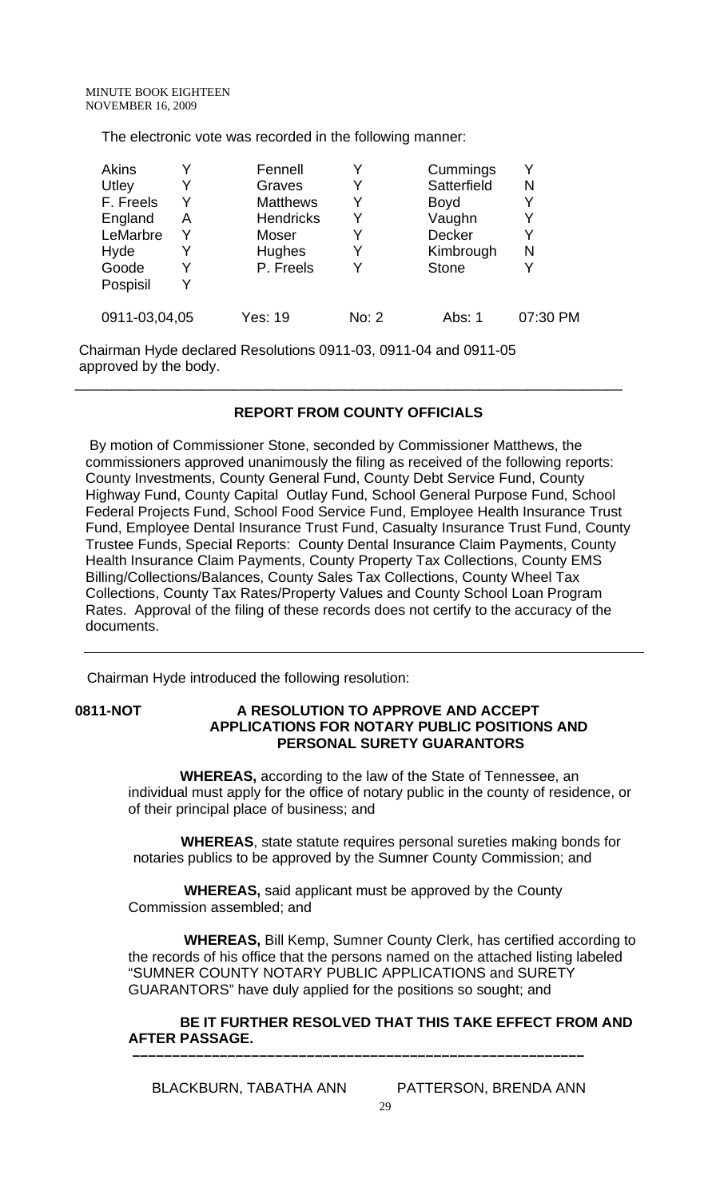The electronic vote was recorded in the following manner:

| Akins | Y | Fennell | Y | Cummings | Y |
|---|---|---|---|---|---|
| Utley | Y | Graves | Y | Satterfield | N |
| F. Freels | Y | Matthews | Y | Boyd | Y |
| England | A | Hendricks | Y | Vaughn | Y |
| LeMarbre | Y | Moser | Y | Decker | Y |
| Hyde | Y | Hughes | Y | Kimbrough | N |
| Goode | Y | P. Freels | Y | Stone | Y |
| Pospisil | Y | | | | |

| 0911-03,04,05 | Yes: 19 | No: 2 | Abs: 1 | 07:30 PM |
|---|---|---|---|---|

Chairman Hyde declared Resolutions 0911-03, 0911-04 and 0911-05 approved by the body.

---

**REPORT FROM COUNTY OFFICIALS**

By motion of Commissioner Stone, seconded by Commissioner Matthews, the commissioners approved unanimously the filing as received of the following reports: County Investments, County General Fund, County Debt Service Fund, County Highway Fund, County Capital Outlay Fund, School General Purpose Fund, School Federal Projects Fund, School Food Service Fund, Employee Health Insurance Trust Fund, Employee Dental Insurance Trust Fund, Casualty Insurance Trust Fund, County Trustee Funds, Special Reports: County Dental Insurance Claim Payments, County Health Insurance Claim Payments, County Property Tax Collections, County EMS Billing/Collections/Balances, County Sales Tax Collections, County Wheel Tax Collections, County Tax Rates/Property Values and County School Loan Program Rates. Approval of the filing of these records does not certify to the accuracy of the documents.

---

Chairman Hyde introduced the following resolution:

**0811-NOT A RESOLUTION TO APPROVE AND ACCEPT APPLICATIONS FOR NOTARY PUBLIC POSITIONS AND PERSONAL SURETY GUARANTORS**

**WHEREAS,** according to the law of the State of Tennessee, an individual must apply for the office of notary public in the county of residence, or of their principal place of business; and

**WHEREAS**, state statute requires personal sureties making bonds for notaries publics to be approved by the Sumner County Commission; and

**WHEREAS,** said applicant must be approved by the County Commission assembled; and

**WHEREAS,** Bill Kemp, Sumner County Clerk, has certified according to the records of his office that the persons named on the attached listing labeled "SUMNER COUNTY NOTARY PUBLIC APPLICATIONS and SURETY GUARANTORS" have duly applied for the positions so sought; and

**BE IT FURTHER RESOLVED THAT THIS TAKE EFFECT FROM AND AFTER PASSAGE.**

---

BLACKBURN, TABATHA ANN PATTERSON, BRENDA ANN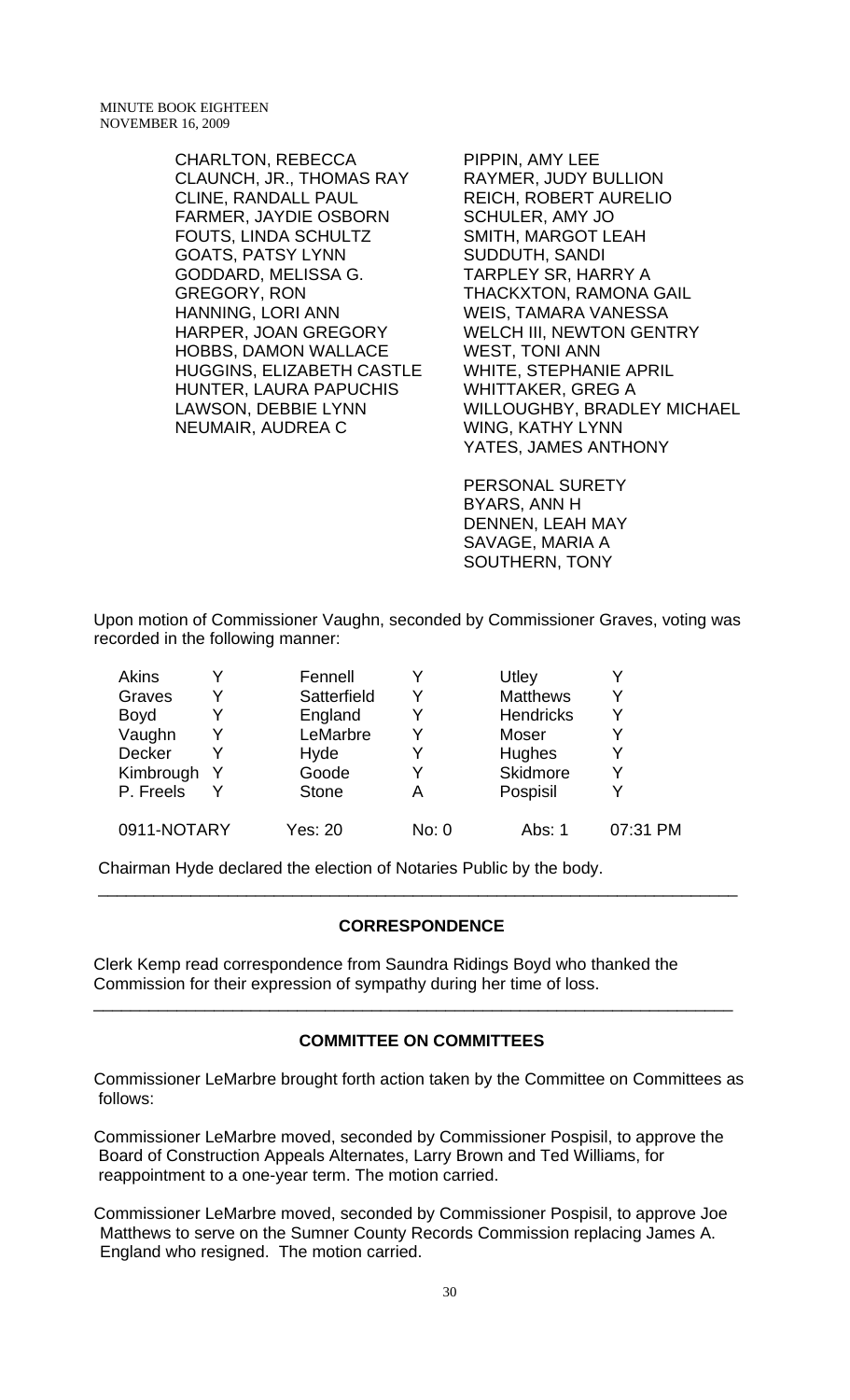CHARLTON, REBECCA
CLAUNCH, JR., THOMAS RAY
CLINE, RANDALL PAUL
FARMER, JAYDIE OSBORN
FOUTS, LINDA SCHULTZ
GOATS, PATSY LYNN
GODDARD, MELISSA G.
GREGORY, RON
HANNING, LORI ANN
HARPER, JOAN GREGORY
HOBBS, DAMON WALLACE
HUGGINS, ELIZABETH CASTLE
HUNTER, LAURA PAPUCHIS
LAWSON, DEBBIE LYNN
NEUMAIR, AUDREA C
PIPPIN, AMY LEE
RAYMER, JUDY BULLION
REICH, ROBERT AURELIO
SCHULER, AMY JO
SMITH, MARGOT LEAH
SUDDUTH, SANDI
TARPLEY SR, HARRY A
THACKXTON, RAMONA GAIL
WEIS, TAMARA VANESSA
WELCH III, NEWTON GENTRY
WEST, TONI ANN
WHITE, STEPHANIE APRIL
WHITTAKER, GREG A
WILLOUGHBY, BRADLEY MICHAEL
WING, KATHY LYNN
YATES, JAMES ANTHONY

PERSONAL SURETY
BYARS, ANN H
DENNEN, LEAH MAY
SAVAGE, MARIA A
SOUTHERN, TONY

Upon motion of Commissioner Vaughn, seconded by Commissioner Graves, voting was recorded in the following manner:

| | | | | | |
|---|---|---|---|---|---|
| Akins | Y | Fennell | Y | Utley | Y |
| Graves | Y | Satterfield | Y | Matthews | Y |
| Boyd | Y | England | Y | Hendricks | Y |
| Vaughn | Y | LeMarbre | Y | Moser | Y |
| Decker | Y | Hyde | Y | Hughes | Y |
| Kimbrough | Y | Goode | Y | Skidmore | Y |
| P. Freels | Y | Stone | A | Pospisil | Y |
| 0911-NOTARY | | Yes: 20 | No: 0 | Abs: 1 | 07:31 PM |

Chairman Hyde declared the election of Notaries Public by the body.

---

## CORRESPONDENCE

Clerk Kemp read correspondence from Saundra Ridings Boyd who thanked the Commission for their expression of sympathy during her time of loss.

---

## COMMITTEE ON COMMITTEES

Commissioner LeMarbre brought forth action taken by the Committee on Committees as follows:

Commissioner LeMarbre moved, seconded by Commissioner Pospisil, to approve the Board of Construction Appeals Alternates, Larry Brown and Ted Williams, for reappointment to a one-year term. The motion carried.

Commissioner LeMarbre moved, seconded by Commissioner Pospisil, to approve Joe Matthews to serve on the Sumner County Records Commission replacing James A. England who resigned. The motion carried.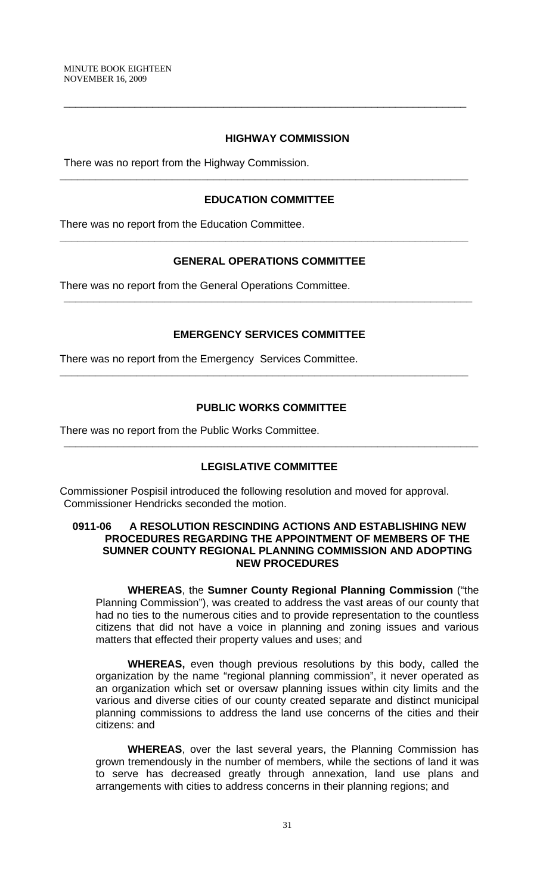---

## HIGHWAY COMMISSION

There was no report from the Highway Commission.

---

## EDUCATION COMMITTEE

There was no report from the Education Committee.

---

## GENERAL OPERATIONS COMMITTEE

There was no report from the General Operations Committee.

---

## EMERGENCY SERVICES COMMITTEE

There was no report from the Emergency Services Committee.

---

## PUBLIC WORKS COMMITTEE

There was no report from the Public Works Committee.

---

## LEGISLATIVE COMMITTEE

Commissioner Pospisil introduced the following resolution and moved for approval. Commissioner Hendricks seconded the motion.

**0911-06 A RESOLUTION RESCINDING ACTIONS AND ESTABLISHING NEW PROCEDURES REGARDING THE APPOINTMENT OF MEMBERS OF THE SUMNER COUNTY REGIONAL PLANNING COMMISSION AND ADOPTING NEW PROCEDURES**

**WHEREAS**, the **Sumner County Regional Planning Commission** ("the Planning Commission"), was created to address the vast areas of our county that had no ties to the numerous cities and to provide representation to the countless citizens that did not have a voice in planning and zoning issues and various matters that effected their property values and uses; and

**WHEREAS,** even though previous resolutions by this body, called the organization by the name "regional planning commission", it never operated as an organization which set or oversaw planning issues within city limits and the various and diverse cities of our county created separate and distinct municipal planning commissions to address the land use concerns of the cities and their citizens: and

**WHEREAS**, over the last several years, the Planning Commission has grown tremendously in the number of members, while the sections of land it was to serve has decreased greatly through annexation, land use plans and arrangements with cities to address concerns in their planning regions; and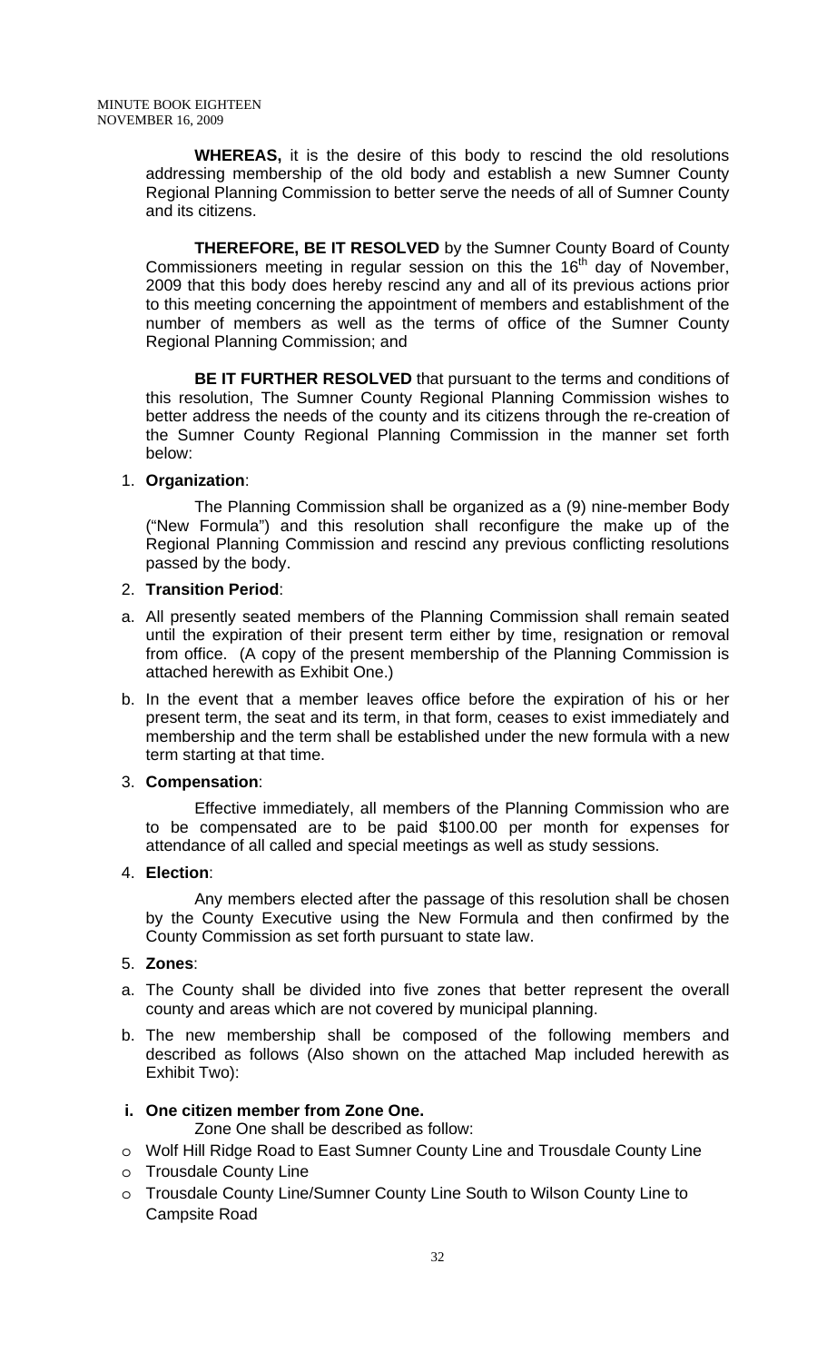**WHEREAS,** it is the desire of this body to rescind the old resolutions addressing membership of the old body and establish a new Sumner County Regional Planning Commission to better serve the needs of all of Sumner County and its citizens.

**THEREFORE, BE IT RESOLVED** by the Sumner County Board of County Commissioners meeting in regular session on this the 16th day of November, 2009 that this body does hereby rescind any and all of its previous actions prior to this meeting concerning the appointment of members and establishment of the number of members as well as the terms of office of the Sumner County Regional Planning Commission; and

**BE IT FURTHER RESOLVED** that pursuant to the terms and conditions of this resolution, The Sumner County Regional Planning Commission wishes to better address the needs of the county and its citizens through the re-creation of the Sumner County Regional Planning Commission in the manner set forth below:

1. **Organization**:

   The Planning Commission shall be organized as a (9) nine-member Body ("New Formula") and this resolution shall reconfigure the make up of the Regional Planning Commission and rescind any previous conflicting resolutions passed by the body.

2. **Transition Period**:

   a. All presently seated members of the Planning Commission shall remain seated until the expiration of their present term either by time, resignation or removal from office. (A copy of the present membership of the Planning Commission is attached herewith as Exhibit One.)

   b. In the event that a member leaves office before the expiration of his or her present term, the seat and its term, in that form, ceases to exist immediately and membership and the term shall be established under the new formula with a new term starting at that time.

3. **Compensation**:

   Effective immediately, all members of the Planning Commission who are to be compensated are to be paid $100.00 per month for expenses for attendance of all called and special meetings as well as study sessions.

4. **Election**:

   Any members elected after the passage of this resolution shall be chosen by the County Executive using the New Formula and then confirmed by the County Commission as set forth pursuant to state law.

5. **Zones**:

   a. The County shall be divided into five zones that better represent the overall county and areas which are not covered by municipal planning.

   b. The new membership shall be composed of the following members and described as follows (Also shown on the attached Map included herewith as Exhibit Two):

   **i. One citizen member from Zone One.**

   Zone One shall be described as follow:

   - Wolf Hill Ridge Road to East Sumner County Line and Trousdale County Line
   - Trousdale County Line
   - Trousdale County Line/Sumner County Line South to Wilson County Line to Campsite Road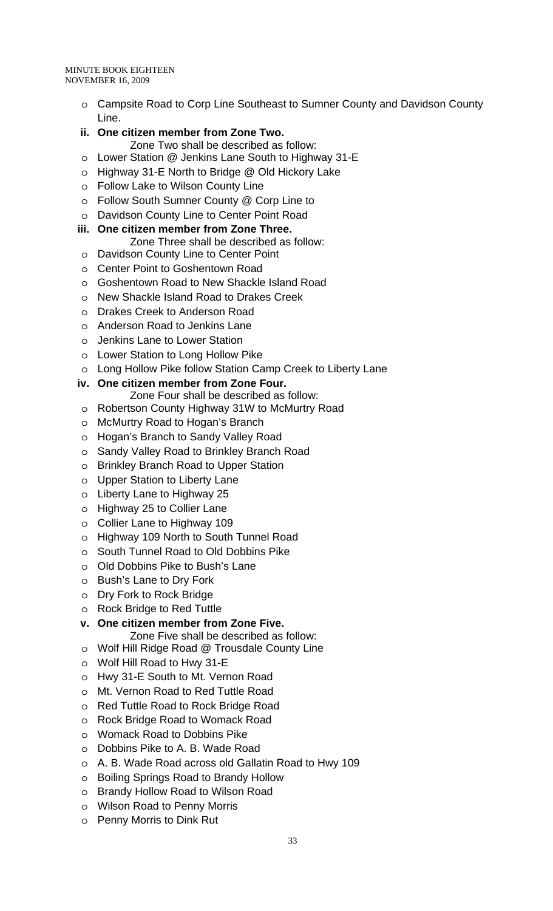- Campsite Road to Corp Line Southeast to Sumner County and Davidson County Line.

**ii. One citizen member from Zone Two.**

Zone Two shall be described as follow:

- Lower Station @ Jenkins Lane South to Highway 31-E
- Highway 31-E North to Bridge @ Old Hickory Lake
- Follow Lake to Wilson County Line
- Follow South Sumner County @ Corp Line to
- Davidson County Line to Center Point Road

**iii. One citizen member from Zone Three.**

Zone Three shall be described as follow:

- Davidson County Line to Center Point
- Center Point to Goshentown Road
- Goshentown Road to New Shackle Island Road
- New Shackle Island Road to Drakes Creek
- Drakes Creek to Anderson Road
- Anderson Road to Jenkins Lane
- Jenkins Lane to Lower Station
- Lower Station to Long Hollow Pike
- Long Hollow Pike follow Station Camp Creek to Liberty Lane

**iv. One citizen member from Zone Four.**

Zone Four shall be described as follow:

- Robertson County Highway 31W to McMurtry Road
- McMurtry Road to Hogan's Branch
- Hogan's Branch to Sandy Valley Road
- Sandy Valley Road to Brinkley Branch Road
- Brinkley Branch Road to Upper Station
- Upper Station to Liberty Lane
- Liberty Lane to Highway 25
- Highway 25 to Collier Lane
- Collier Lane to Highway 109
- Highway 109 North to South Tunnel Road
- South Tunnel Road to Old Dobbins Pike
- Old Dobbins Pike to Bush's Lane
- Bush's Lane to Dry Fork
- Dry Fork to Rock Bridge
- Rock Bridge to Red Tuttle

**v. One citizen member from Zone Five.**

Zone Five shall be described as follow:

- Wolf Hill Ridge Road @ Trousdale County Line
- Wolf Hill Road to Hwy 31-E
- Hwy 31-E South to Mt. Vernon Road
- Mt. Vernon Road to Red Tuttle Road
- Red Tuttle Road to Rock Bridge Road
- Rock Bridge Road to Womack Road
- Womack Road to Dobbins Pike
- Dobbins Pike to A. B. Wade Road
- A. B. Wade Road across old Gallatin Road to Hwy 109
- Boiling Springs Road to Brandy Hollow
- Brandy Hollow Road to Wilson Road
- Wilson Road to Penny Morris
- Penny Morris to Dink Rut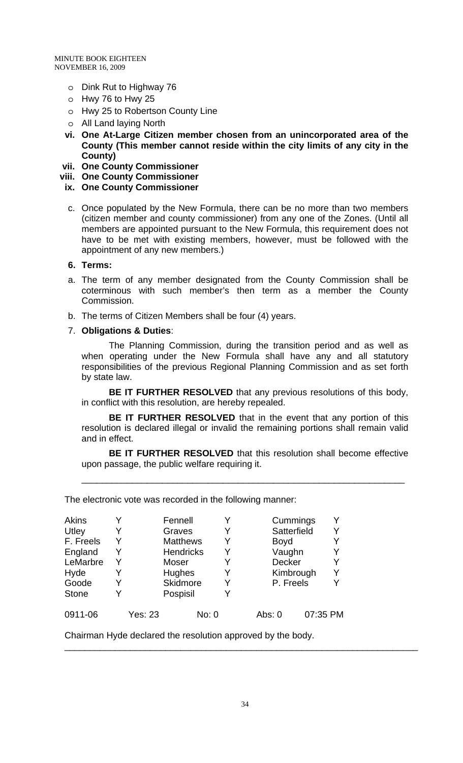- Dink Rut to Highway 76
- Hwy 76 to Hwy 25
- Hwy 25 to Robertson County Line
- All Land laying North

**vi. One At-Large Citizen member chosen from an unincorporated area of the County (This member cannot reside within the city limits of any city in the County)**

**vii. One County Commissioner**

**viii. One County Commissioner**

**ix. One County Commissioner**

c. Once populated by the New Formula, there can be no more than two members (citizen member and county commissioner) from any one of the Zones. (Until all members are appointed pursuant to the New Formula, this requirement does not have to be met with existing members, however, must be followed with the appointment of any new members.)

**6. Terms:**

a. The term of any member designated from the County Commission shall be coterminous with such member's then term as a member the County Commission.

b. The terms of Citizen Members shall be four (4) years.

7. **Obligations & Duties**:

The Planning Commission, during the transition period and as well as when operating under the New Formula shall have any and all statutory responsibilities of the previous Regional Planning Commission and as set forth by state law.

**BE IT FURTHER RESOLVED** that any previous resolutions of this body, in conflict with this resolution, are hereby repealed.

**BE IT FURTHER RESOLVED** that in the event that any portion of this resolution is declared illegal or invalid the remaining portions shall remain valid and in effect.

**BE IT FURTHER RESOLVED** that this resolution shall become effective upon passage, the public welfare requiring it.

---

The electronic vote was recorded in the following manner:

| | | | | | |
|---|---|---|---|---|---|
| Akins | Y | Fennell | Y | Cummings | Y |
| Utley | Y | Graves | Y | Satterfield | Y |
| F. Freels | Y | Matthews | Y | Boyd | Y |
| England | Y | Hendricks | Y | Vaughn | Y |
| LeMarbre | Y | Moser | Y | Decker | Y |
| Hyde | Y | Hughes | Y | Kimbrough | Y |
| Goode | Y | Skidmore | Y | P. Freels | Y |
| Stone | Y | Pospisil | Y | | |

0911-06 Yes: 23 No: 0 Abs: 0 07:35 PM

Chairman Hyde declared the resolution approved by the body.

---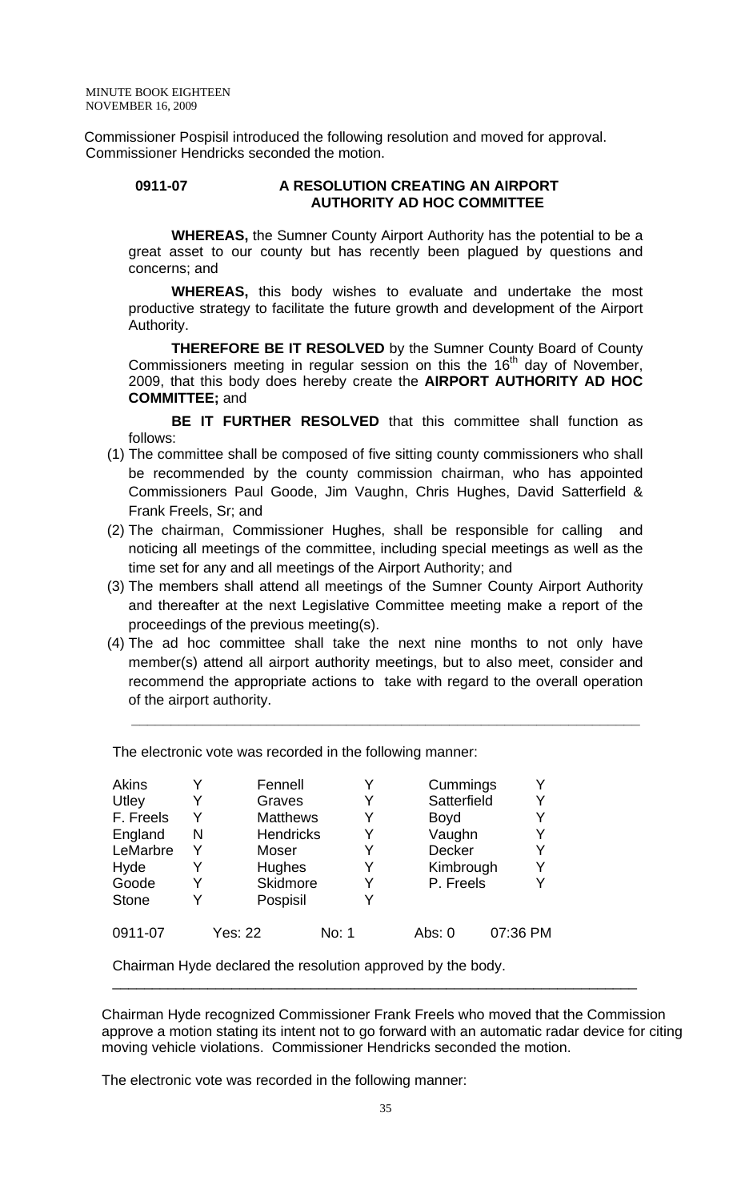Commissioner Pospisil introduced the following resolution and moved for approval. Commissioner Hendricks seconded the motion.

**0911-07 A RESOLUTION CREATING AN AIRPORT AUTHORITY AD HOC COMMITTEE**

**WHEREAS,** the Sumner County Airport Authority has the potential to be a great asset to our county but has recently been plagued by questions and concerns; and

**WHEREAS,** this body wishes to evaluate and undertake the most productive strategy to facilitate the future growth and development of the Airport Authority.

**THEREFORE BE IT RESOLVED** by the Sumner County Board of County Commissioners meeting in regular session on this the 16th day of November, 2009, that this body does hereby create the **AIRPORT AUTHORITY AD HOC COMMITTEE;** and

**BE IT FURTHER RESOLVED** that this committee shall function as follows:

(1) The committee shall be composed of five sitting county commissioners who shall be recommended by the county commission chairman, who has appointed Commissioners Paul Goode, Jim Vaughn, Chris Hughes, David Satterfield & Frank Freels, Sr; and
(2) The chairman, Commissioner Hughes, shall be responsible for calling and noticing all meetings of the committee, including special meetings as well as the time set for any and all meetings of the Airport Authority; and
(3) The members shall attend all meetings of the Sumner County Airport Authority and thereafter at the next Legislative Committee meeting make a report of the proceedings of the previous meeting(s).
(4) The ad hoc committee shall take the next nine months to not only have member(s) attend all airport authority meetings, but to also meet, consider and recommend the appropriate actions to take with regard to the overall operation of the airport authority.

---

The electronic vote was recorded in the following manner:

| | | | | | |
|---|---|---|---|---|---|
| Akins | Y | Fennell | Y | Cummings | Y |
| Utley | Y | Graves | Y | Satterfield | Y |
| F. Freels | Y | Matthews | Y | Boyd | Y |
| England | N | Hendricks | Y | Vaughn | Y |
| LeMarbre | Y | Moser | Y | Decker | Y |
| Hyde | Y | Hughes | Y | Kimbrough | Y |
| Goode | Y | Skidmore | Y | P. Freels | Y |
| Stone | Y | Pospisil | Y | | |

0911-07 Yes: 22 No: 1 Abs: 0 07:36 PM

Chairman Hyde declared the resolution approved by the body.

---

Chairman Hyde recognized Commissioner Frank Freels who moved that the Commission approve a motion stating its intent not to go forward with an automatic radar device for citing moving vehicle violations. Commissioner Hendricks seconded the motion.

The electronic vote was recorded in the following manner: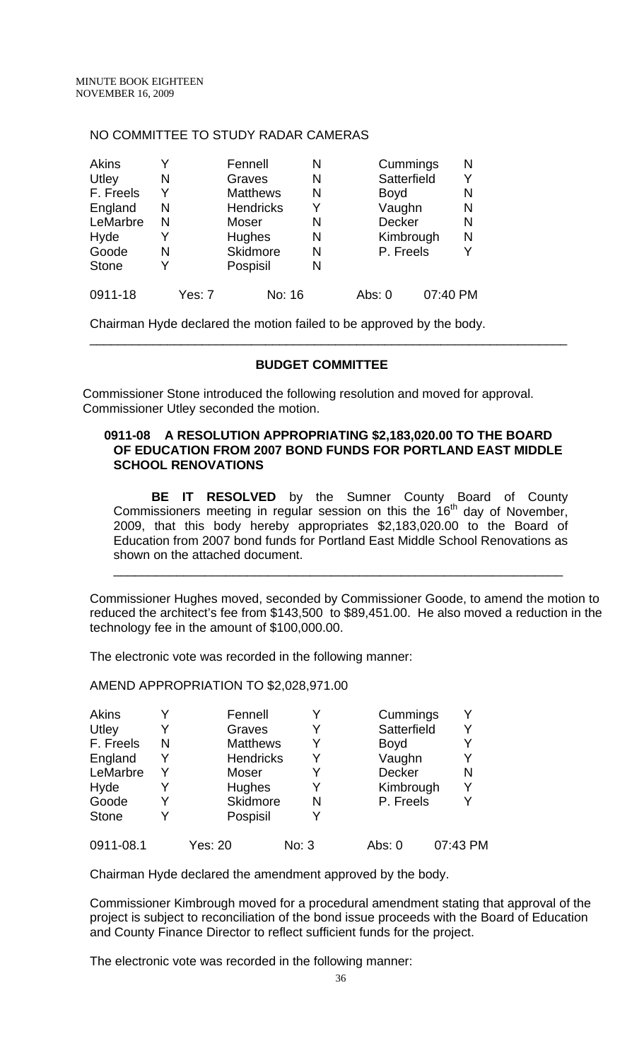NO COMMITTEE TO STUDY RADAR CAMERAS

| | | | | | |
|---|---|---|---|---|---|
| Akins | Y | Fennell | N | Cummings | N |
| Utley | N | Graves | N | Satterfield | Y |
| F. Freels | Y | Matthews | N | Boyd | N |
| England | N | Hendricks | Y | Vaughn | N |
| LeMarbre | N | Moser | N | Decker | N |
| Hyde | Y | Hughes | N | Kimbrough | N |
| Goode | N | Skidmore | N | P. Freels | Y |
| Stone | Y | Pospisil | N | | |

0911-18 Yes: 7 No: 16 Abs: 0 07:40 PM

Chairman Hyde declared the motion failed to be approved by the body.

---

**BUDGET COMMITTEE**

Commissioner Stone introduced the following resolution and moved for approval. Commissioner Utley seconded the motion.

**0911-08 A RESOLUTION APPROPRIATING $2,183,020.00 TO THE BOARD OF EDUCATION FROM 2007 BOND FUNDS FOR PORTLAND EAST MIDDLE SCHOOL RENOVATIONS**

**BE IT RESOLVED** by the Sumner County Board of County Commissioners meeting in regular session on this the 16th day of November, 2009, that this body hereby appropriates $2,183,020.00 to the Board of Education from 2007 bond funds for Portland East Middle School Renovations as shown on the attached document.

---

Commissioner Hughes moved, seconded by Commissioner Goode, to amend the motion to reduced the architect's fee from $143,500 to $89,451.00. He also moved a reduction in the technology fee in the amount of $100,000.00.

The electronic vote was recorded in the following manner:

AMEND APPROPRIATION TO $2,028,971.00

| | | | | | |
|---|---|---|---|---|---|
| Akins | Y | Fennell | Y | Cummings | Y |
| Utley | Y | Graves | Y | Satterfield | Y |
| F. Freels | N | Matthews | Y | Boyd | Y |
| England | Y | Hendricks | Y | Vaughn | Y |
| LeMarbre | Y | Moser | Y | Decker | N |
| Hyde | Y | Hughes | Y | Kimbrough | Y |
| Goode | Y | Skidmore | N | P. Freels | Y |
| Stone | Y | Pospisil | Y | | |

0911-08.1 Yes: 20 No: 3 Abs: 0 07:43 PM

Chairman Hyde declared the amendment approved by the body.

Commissioner Kimbrough moved for a procedural amendment stating that approval of the project is subject to reconciliation of the bond issue proceeds with the Board of Education and County Finance Director to reflect sufficient funds for the project.

The electronic vote was recorded in the following manner: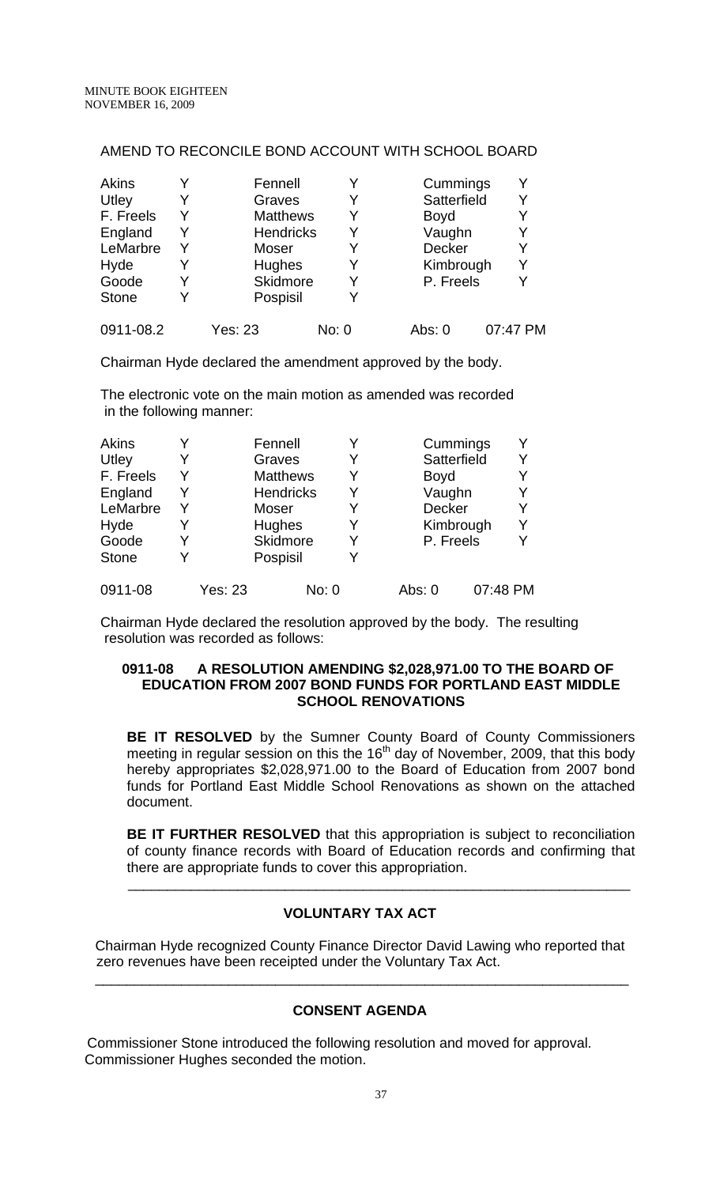AMEND TO RECONCILE BOND ACCOUNT WITH SCHOOL BOARD

| | | | | | |
|---|---|---|---|---|---|
| Akins | Y | Fennell | Y | Cummings | Y |
| Utley | Y | Graves | Y | Satterfield | Y |
| F. Freels | Y | Matthews | Y | Boyd | Y |
| England | Y | Hendricks | Y | Vaughn | Y |
| LeMarbre | Y | Moser | Y | Decker | Y |
| Hyde | Y | Hughes | Y | Kimbrough | Y |
| Goode | Y | Skidmore | Y | P. Freels | Y |
| Stone | Y | Pospisil | Y | | |

0911-08.2 Yes: 23 No: 0 Abs: 0 07:47 PM

Chairman Hyde declared the amendment approved by the body.

The electronic vote on the main motion as amended was recorded in the following manner:

| | | | | | |
|---|---|---|---|---|---|
| Akins | Y | Fennell | Y | Cummings | Y |
| Utley | Y | Graves | Y | Satterfield | Y |
| F. Freels | Y | Matthews | Y | Boyd | Y |
| England | Y | Hendricks | Y | Vaughn | Y |
| LeMarbre | Y | Moser | Y | Decker | Y |
| Hyde | Y | Hughes | Y | Kimbrough | Y |
| Goode | Y | Skidmore | Y | P. Freels | Y |
| Stone | Y | Pospisil | Y | | |

0911-08 Yes: 23 No: 0 Abs: 0 07:48 PM

Chairman Hyde declared the resolution approved by the body. The resulting resolution was recorded as follows:

**0911-08 A RESOLUTION AMENDING $2,028,971.00 TO THE BOARD OF EDUCATION FROM 2007 BOND FUNDS FOR PORTLAND EAST MIDDLE SCHOOL RENOVATIONS**

**BE IT RESOLVED** by the Sumner County Board of County Commissioners meeting in regular session on this the 16th day of November, 2009, that this body hereby appropriates $2,028,971.00 to the Board of Education from 2007 bond funds for Portland East Middle School Renovations as shown on the attached document.

**BE IT FURTHER RESOLVED** that this appropriation is subject to reconciliation of county finance records with Board of Education records and confirming that there are appropriate funds to cover this appropriation.

---

## VOLUNTARY TAX ACT

Chairman Hyde recognized County Finance Director David Lawing who reported that zero revenues have been receipted under the Voluntary Tax Act.

---

## CONSENT AGENDA

Commissioner Stone introduced the following resolution and moved for approval. Commissioner Hughes seconded the motion.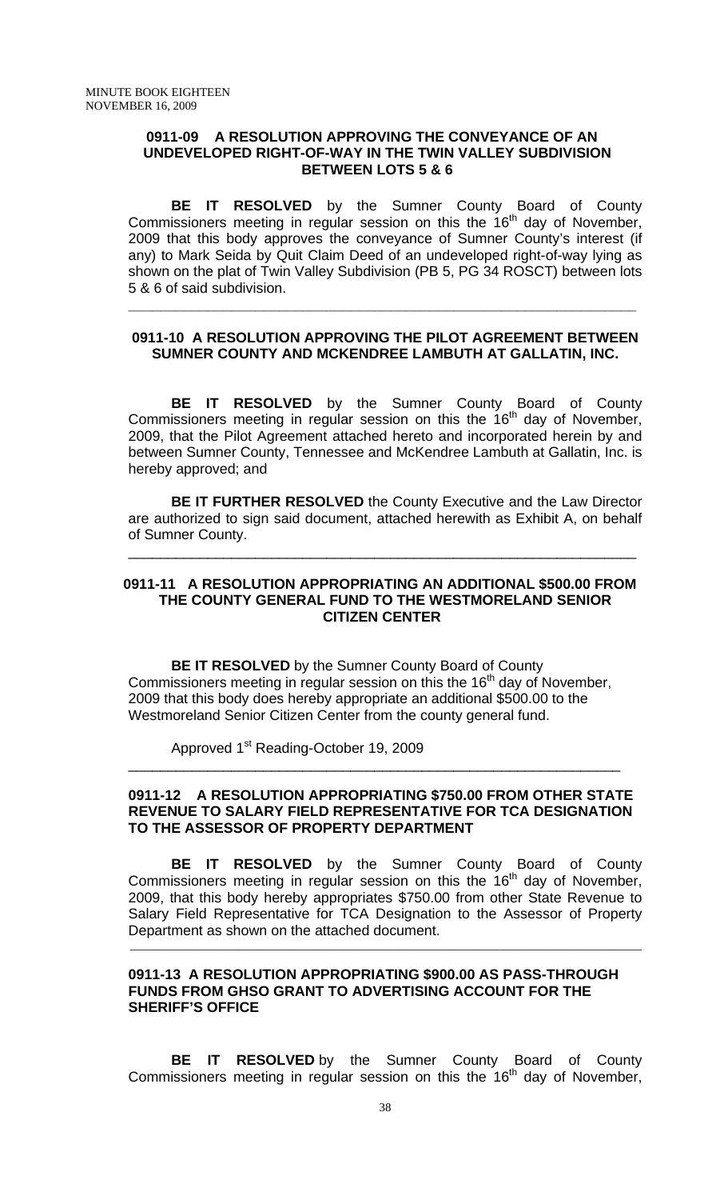### 0911-09 A RESOLUTION APPROVING THE CONVEYANCE OF AN UNDEVELOPED RIGHT-OF-WAY IN THE TWIN VALLEY SUBDIVISION BETWEEN LOTS 5 & 6

**BE IT RESOLVED** by the Sumner County Board of County Commissioners meeting in regular session on this the 16th day of November, 2009 that this body approves the conveyance of Sumner County's interest (if any) to Mark Seida by Quit Claim Deed of an undeveloped right-of-way lying as shown on the plat of Twin Valley Subdivision (PB 5, PG 34 ROSCT) between lots 5 & 6 of said subdivision.

---

### 0911-10 A RESOLUTION APPROVING THE PILOT AGREEMENT BETWEEN SUMNER COUNTY AND MCKENDREE LAMBUTH AT GALLATIN, INC.

**BE IT RESOLVED** by the Sumner County Board of County Commissioners meeting in regular session on this the 16th day of November, 2009, that the Pilot Agreement attached hereto and incorporated herein by and between Sumner County, Tennessee and McKendree Lambuth at Gallatin, Inc. is hereby approved; and

**BE IT FURTHER RESOLVED** the County Executive and the Law Director are authorized to sign said document, attached herewith as Exhibit A, on behalf of Sumner County.

---

### 0911-11 A RESOLUTION APPROPRIATING AN ADDITIONAL $500.00 FROM THE COUNTY GENERAL FUND TO THE WESTMORELAND SENIOR CITIZEN CENTER

**BE IT RESOLVED** by the Sumner County Board of County Commissioners meeting in regular session on this the 16th day of November, 2009 that this body does hereby appropriate an additional $500.00 to the Westmoreland Senior Citizen Center from the county general fund.

Approved 1st Reading-October 19, 2009

---

### 0911-12 A RESOLUTION APPROPRIATING $750.00 FROM OTHER STATE REVENUE TO SALARY FIELD REPRESENTATIVE FOR TCA DESIGNATION TO THE ASSESSOR OF PROPERTY DEPARTMENT

**BE IT RESOLVED** by the Sumner County Board of County Commissioners meeting in regular session on this the 16th day of November, 2009, that this body hereby appropriates $750.00 from other State Revenue to Salary Field Representative for TCA Designation to the Assessor of Property Department as shown on the attached document.

---

### 0911-13 A RESOLUTION APPROPRIATING $900.00 AS PASS-THROUGH FUNDS FROM GHSO GRANT TO ADVERTISING ACCOUNT FOR THE SHERIFF'S OFFICE

**BE IT RESOLVED** by the Sumner County Board of County Commissioners meeting in regular session on this the 16th day of November,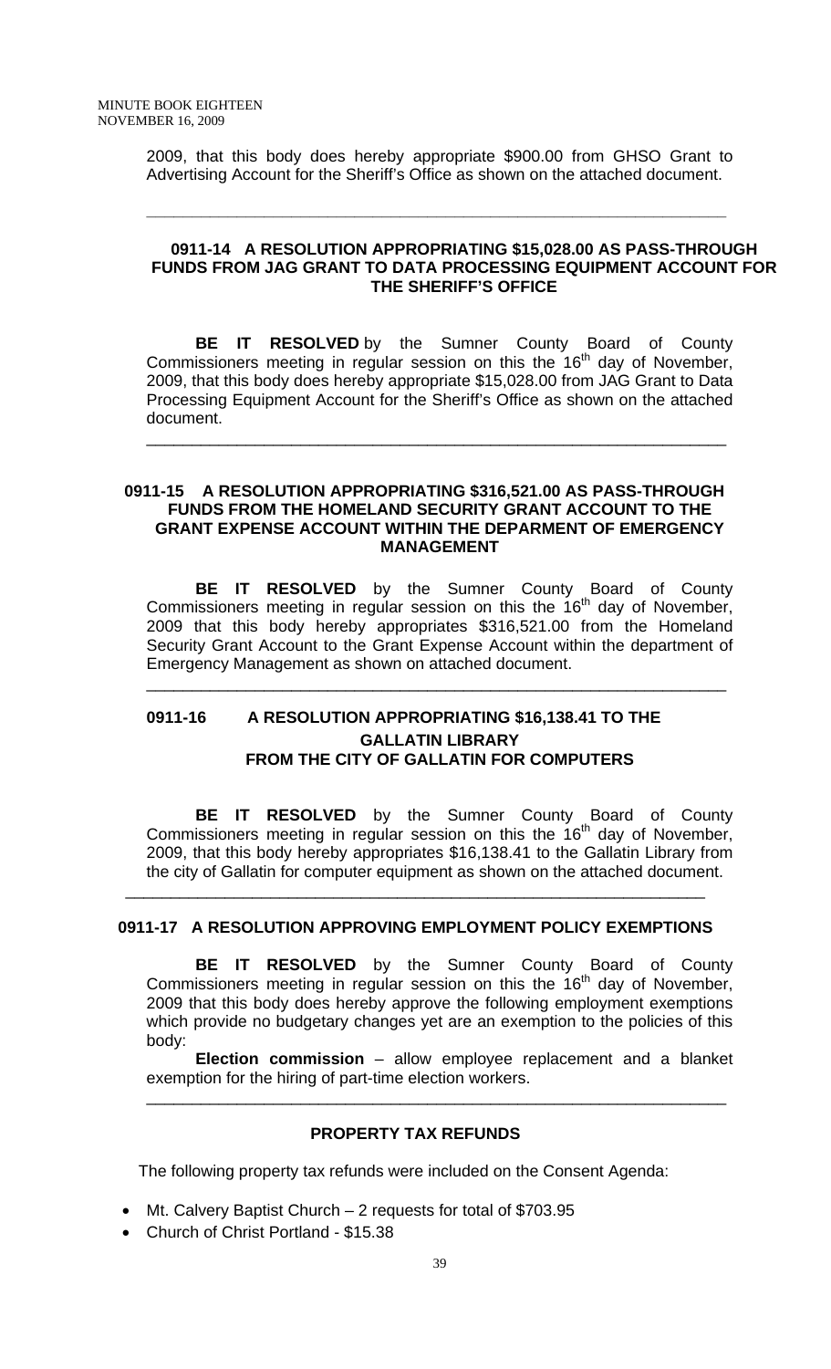2009, that this body does hereby appropriate $900.00 from GHSO Grant to Advertising Account for the Sheriff's Office as shown on the attached document.

---

### 0911-14 A RESOLUTION APPROPRIATING $15,028.00 AS PASS-THROUGH FUNDS FROM JAG GRANT TO DATA PROCESSING EQUIPMENT ACCOUNT FOR THE SHERIFF'S OFFICE

**BE IT RESOLVED** by the Sumner County Board of County Commissioners meeting in regular session on this the 16th day of November, 2009, that this body does hereby appropriate $15,028.00 from JAG Grant to Data Processing Equipment Account for the Sheriff's Office as shown on the attached document.

---

### 0911-15 A RESOLUTION APPROPRIATING $316,521.00 AS PASS-THROUGH FUNDS FROM THE HOMELAND SECURITY GRANT ACCOUNT TO THE GRANT EXPENSE ACCOUNT WITHIN THE DEPARMENT OF EMERGENCY MANAGEMENT

**BE IT RESOLVED** by the Sumner County Board of County Commissioners meeting in regular session on this the 16th day of November, 2009 that this body hereby appropriates $316,521.00 from the Homeland Security Grant Account to the Grant Expense Account within the department of Emergency Management as shown on attached document.

---

### 0911-16 A RESOLUTION APPROPRIATING $16,138.41 TO THE GALLATIN LIBRARY FROM THE CITY OF GALLATIN FOR COMPUTERS

**BE IT RESOLVED** by the Sumner County Board of County Commissioners meeting in regular session on this the 16th day of November, 2009, that this body hereby appropriates $16,138.41 to the Gallatin Library from the city of Gallatin for computer equipment as shown on the attached document.

---

### 0911-17 A RESOLUTION APPROVING EMPLOYMENT POLICY EXEMPTIONS

**BE IT RESOLVED** by the Sumner County Board of County Commissioners meeting in regular session on this the 16th day of November, 2009 that this body does hereby approve the following employment exemptions which provide no budgetary changes yet are an exemption to the policies of this body:

**Election commission** – allow employee replacement and a blanket exemption for the hiring of part-time election workers.

---

### PROPERTY TAX REFUNDS

The following property tax refunds were included on the Consent Agenda:

- Mt. Calvery Baptist Church – 2 requests for total of $703.95
- Church of Christ Portland - $15.38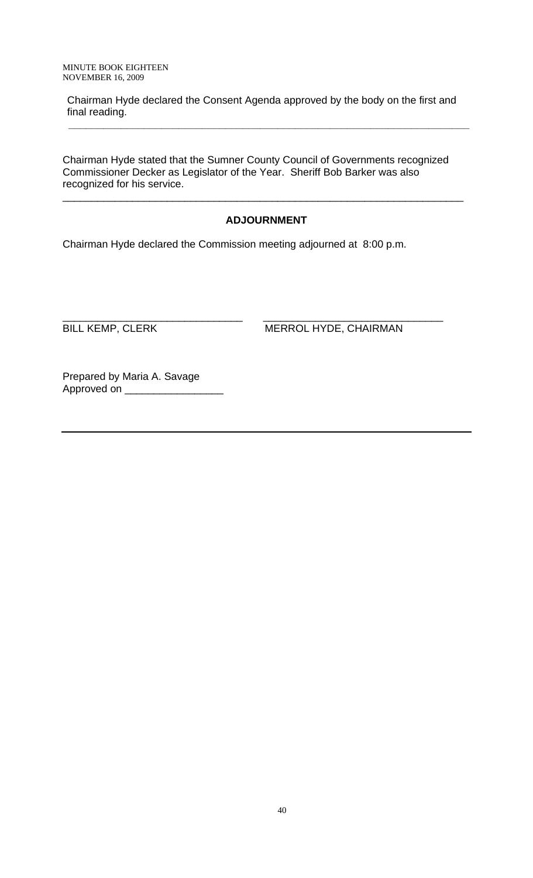Chairman Hyde declared the Consent Agenda approved by the body on the first and final reading.

---

Chairman Hyde stated that the Sumner County Council of Governments recognized Commissioner Decker as Legislator of the Year. Sheriff Bob Barker was also recognized for his service.

---

**ADJOURNMENT**

Chairman Hyde declared the Commission meeting adjourned at 8:00 p.m.

_______________________________ _______________________________
BILL KEMP, CLERK MERROL HYDE, CHAIRMAN

Prepared by Maria A. Savage
Approved on ________________